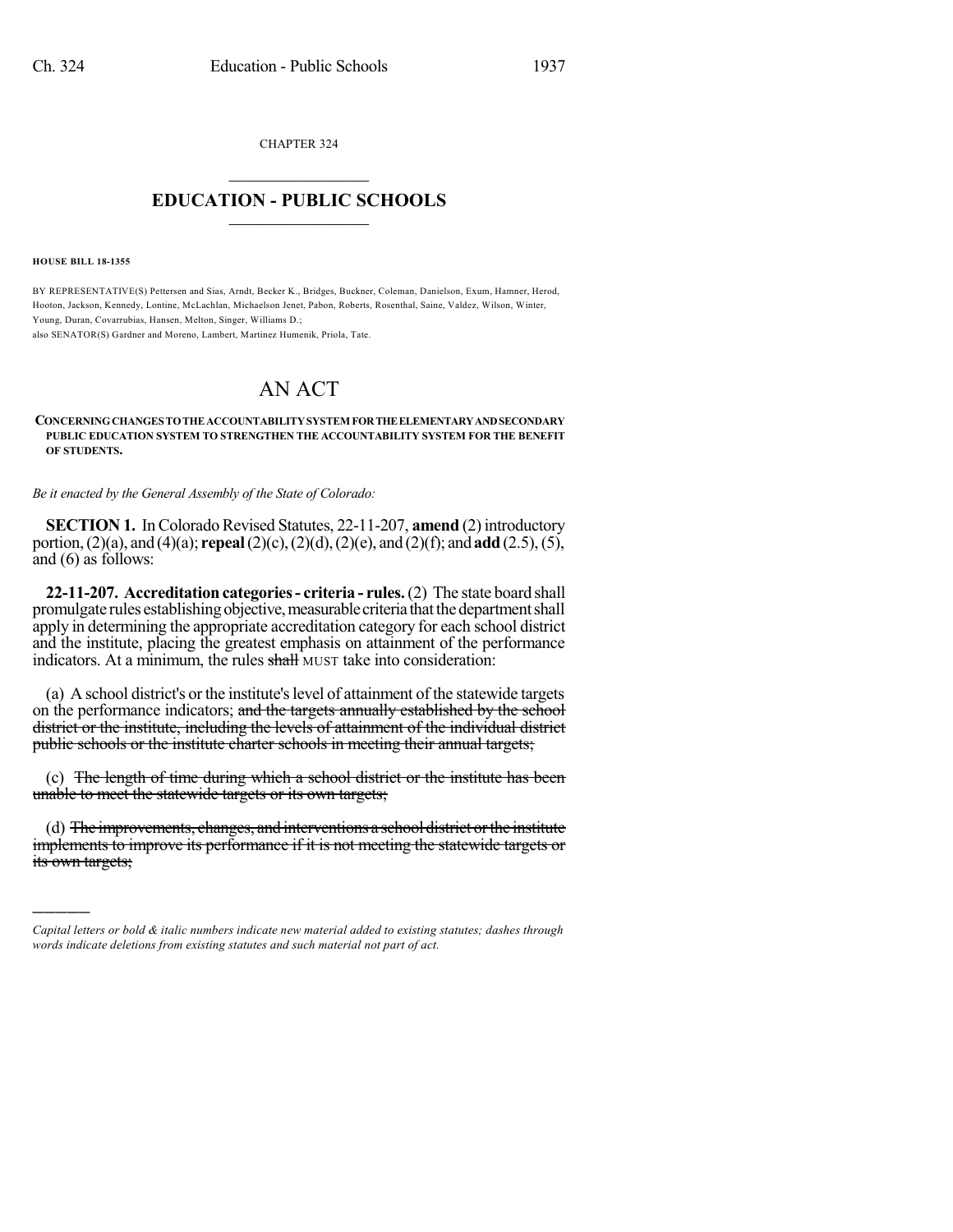CHAPTER 324

# EDUCATION - PUBLIC SCHOOLS

**HOUSE BILL 18-1355**

BY REPRESENTATIVE(S) Pettersen and Sias, Arndt, Becker K., Bridges, Buckner, Coleman, Danielson, Exum, Hamner, Herod, Hooton, Jackson, Kennedy, Lontine, McLachlan, Michaelson Jenet, Pabon, Roberts, Rosenthal, Saine, Valdez, Wilson, Winter, Young, Duran, Covarrubias, Hansen, Melton, Singer, Williams D.;
also SENATOR(S) Gardner and Moreno, Lambert, Martinez Humenik, Priola, Tate.

# AN ACT

**CONCERNING CHANGES TO THE ACCOUNTABILITY SYSTEM FOR THE ELEMENTARY AND SECONDARY PUBLIC EDUCATION SYSTEM TO STRENGTHEN THE ACCOUNTABILITY SYSTEM FOR THE BENEFIT OF STUDENTS.**

*Be it enacted by the General Assembly of the State of Colorado:*

**SECTION 1.** In Colorado Revised Statutes, 22-11-207, **amend** (2) introductory portion, (2)(a), and (4)(a); **repeal** (2)(c), (2)(d), (2)(e), and (2)(f); and **add** (2.5), (5), and (6) as follows:

**22-11-207. Accreditation categories - criteria - rules.** (2) The state board shall promulgate rules establishing objective, measurable criteria that the department shall apply in determining the appropriate accreditation category for each school district and the institute, placing the greatest emphasis on attainment of the performance indicators. At a minimum, the rules ~~shall~~ MUST take into consideration:

(a) A school district's or the institute's level of attainment of the statewide targets on the performance indicators; ~~and the targets annually established by the school district or the institute, including the levels of attainment of the individual district public schools or the institute charter schools in meeting their annual targets;~~

(c) ~~The length of time during which a school district or the institute has been unable to meet the statewide targets or its own targets;~~

(d) ~~The improvements, changes, and interventions a school district or the institute implements to improve its performance if it is not meeting the statewide targets or its own targets;~~

---

*Capital letters or bold & italic numbers indicate new material added to existing statutes; dashes through words indicate deletions from existing statutes and such material not part of act.*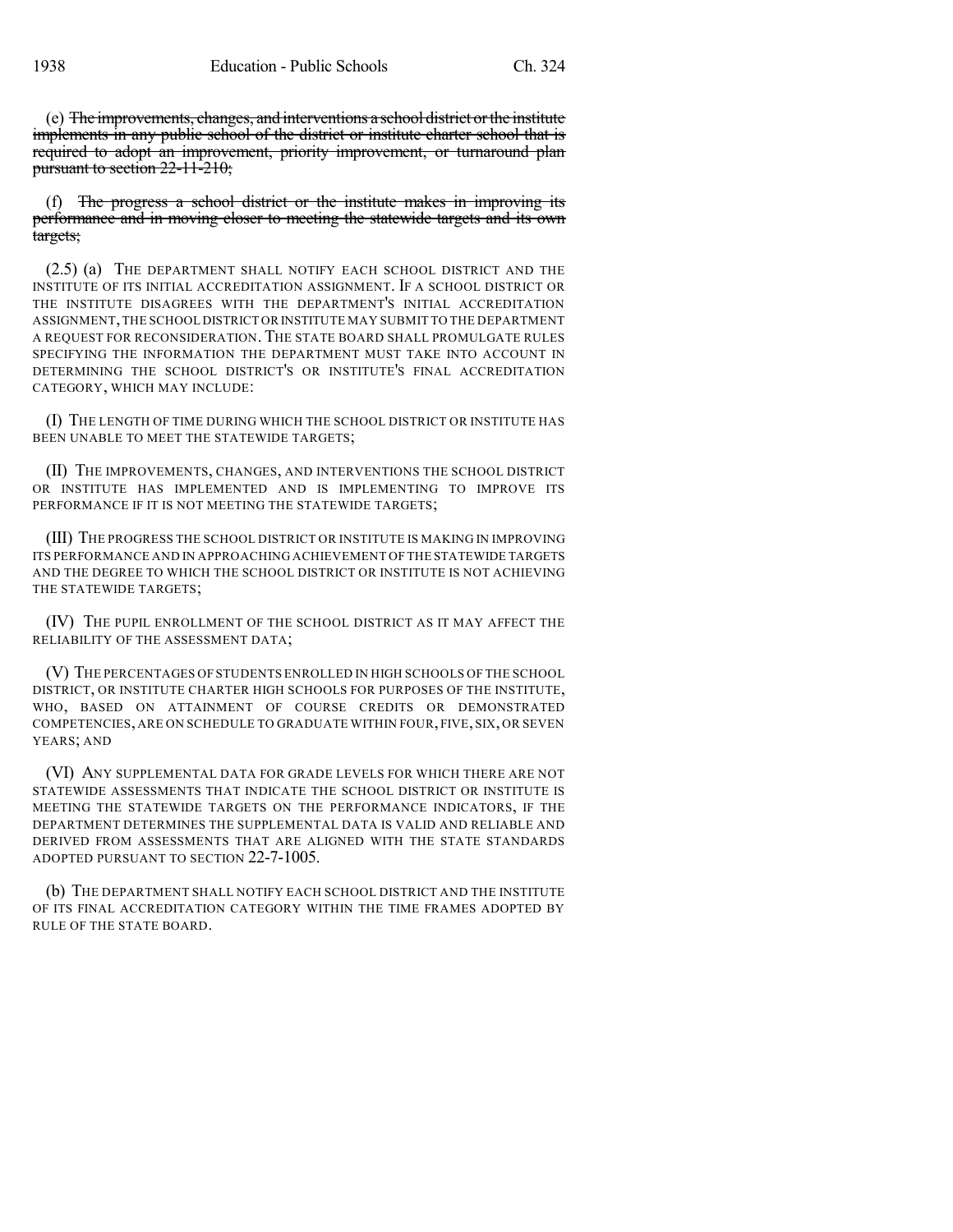(e) ~~The improvements, changes, and interventions a school district or the institute implements in any public school of the district or institute charter school that is required to adopt an improvement, priority improvement, or turnaround plan pursuant to section 22-11-210;~~

(f) ~~The progress a school district or the institute makes in improving its performance and in moving closer to meeting the statewide targets and its own targets;~~

(2.5) (a) THE DEPARTMENT SHALL NOTIFY EACH SCHOOL DISTRICT AND THE INSTITUTE OF ITS INITIAL ACCREDITATION ASSIGNMENT. IF A SCHOOL DISTRICT OR THE INSTITUTE DISAGREES WITH THE DEPARTMENT'S INITIAL ACCREDITATION ASSIGNMENT, THE SCHOOL DISTRICT OR INSTITUTE MAY SUBMIT TO THE DEPARTMENT A REQUEST FOR RECONSIDERATION. THE STATE BOARD SHALL PROMULGATE RULES SPECIFYING THE INFORMATION THE DEPARTMENT MUST TAKE INTO ACCOUNT IN DETERMINING THE SCHOOL DISTRICT'S OR INSTITUTE'S FINAL ACCREDITATION CATEGORY, WHICH MAY INCLUDE:

(I) THE LENGTH OF TIME DURING WHICH THE SCHOOL DISTRICT OR INSTITUTE HAS BEEN UNABLE TO MEET THE STATEWIDE TARGETS;

(II) THE IMPROVEMENTS, CHANGES, AND INTERVENTIONS THE SCHOOL DISTRICT OR INSTITUTE HAS IMPLEMENTED AND IS IMPLEMENTING TO IMPROVE ITS PERFORMANCE IF IT IS NOT MEETING THE STATEWIDE TARGETS;

(III) THE PROGRESS THE SCHOOL DISTRICT OR INSTITUTE IS MAKING IN IMPROVING ITS PERFORMANCE AND IN APPROACHING ACHIEVEMENT OF THE STATEWIDE TARGETS AND THE DEGREE TO WHICH THE SCHOOL DISTRICT OR INSTITUTE IS NOT ACHIEVING THE STATEWIDE TARGETS;

(IV) THE PUPIL ENROLLMENT OF THE SCHOOL DISTRICT AS IT MAY AFFECT THE RELIABILITY OF THE ASSESSMENT DATA;

(V) THE PERCENTAGES OF STUDENTS ENROLLED IN HIGH SCHOOLS OF THE SCHOOL DISTRICT, OR INSTITUTE CHARTER HIGH SCHOOLS FOR PURPOSES OF THE INSTITUTE, WHO, BASED ON ATTAINMENT OF COURSE CREDITS OR DEMONSTRATED COMPETENCIES, ARE ON SCHEDULE TO GRADUATE WITHIN FOUR, FIVE, SIX, OR SEVEN YEARS; AND

(VI) ANY SUPPLEMENTAL DATA FOR GRADE LEVELS FOR WHICH THERE ARE NOT STATEWIDE ASSESSMENTS THAT INDICATE THE SCHOOL DISTRICT OR INSTITUTE IS MEETING THE STATEWIDE TARGETS ON THE PERFORMANCE INDICATORS, IF THE DEPARTMENT DETERMINES THE SUPPLEMENTAL DATA IS VALID AND RELIABLE AND DERIVED FROM ASSESSMENTS THAT ARE ALIGNED WITH THE STATE STANDARDS ADOPTED PURSUANT TO SECTION 22-7-1005.

(b) THE DEPARTMENT SHALL NOTIFY EACH SCHOOL DISTRICT AND THE INSTITUTE OF ITS FINAL ACCREDITATION CATEGORY WITHIN THE TIME FRAMES ADOPTED BY RULE OF THE STATE BOARD.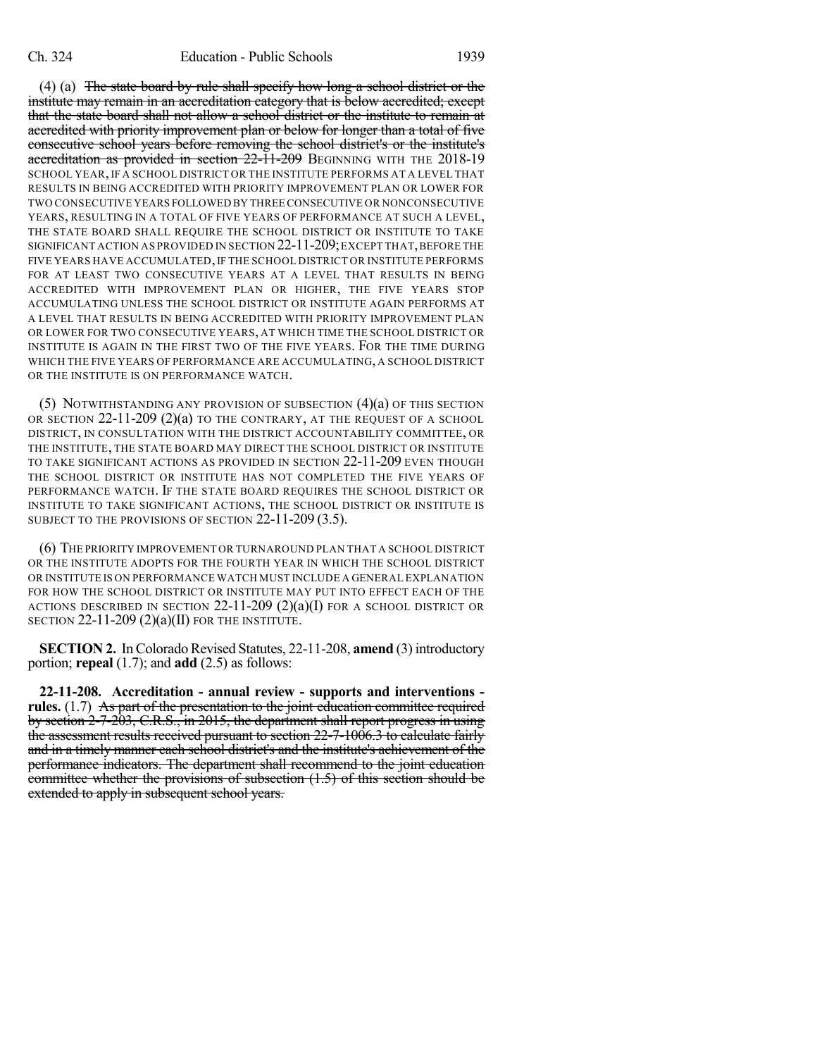(4) (a) ~~The state board by rule shall specify how long a school district or the institute may remain in an accreditation category that is below accredited; except that the state board shall not allow a school district or the institute to remain at accredited with priority improvement plan or below for longer than a total of five consecutive school years before removing the school district's or the institute's accreditation as provided in section 22-11-209~~ BEGINNING WITH THE 2018-19 SCHOOL YEAR, IF A SCHOOL DISTRICT OR THE INSTITUTE PERFORMS AT A LEVEL THAT RESULTS IN BEING ACCREDITED WITH PRIORITY IMPROVEMENT PLAN OR LOWER FOR TWO CONSECUTIVE YEARS FOLLOWED BY THREE CONSECUTIVE OR NONCONSECUTIVE YEARS, RESULTING IN A TOTAL OF FIVE YEARS OF PERFORMANCE AT SUCH A LEVEL, THE STATE BOARD SHALL REQUIRE THE SCHOOL DISTRICT OR INSTITUTE TO TAKE SIGNIFICANT ACTION AS PROVIDED IN SECTION 22-11-209; EXCEPT THAT, BEFORE THE FIVE YEARS HAVE ACCUMULATED, IF THE SCHOOL DISTRICT OR INSTITUTE PERFORMS FOR AT LEAST TWO CONSECUTIVE YEARS AT A LEVEL THAT RESULTS IN BEING ACCREDITED WITH IMPROVEMENT PLAN OR HIGHER, THE FIVE YEARS STOP ACCUMULATING UNLESS THE SCHOOL DISTRICT OR INSTITUTE AGAIN PERFORMS AT A LEVEL THAT RESULTS IN BEING ACCREDITED WITH PRIORITY IMPROVEMENT PLAN OR LOWER FOR TWO CONSECUTIVE YEARS, AT WHICH TIME THE SCHOOL DISTRICT OR INSTITUTE IS AGAIN IN THE FIRST TWO OF THE FIVE YEARS. FOR THE TIME DURING WHICH THE FIVE YEARS OF PERFORMANCE ARE ACCUMULATING, A SCHOOL DISTRICT OR THE INSTITUTE IS ON PERFORMANCE WATCH.

(5) NOTWITHSTANDING ANY PROVISION OF SUBSECTION (4)(a) OF THIS SECTION OR SECTION 22-11-209 (2)(a) TO THE CONTRARY, AT THE REQUEST OF A SCHOOL DISTRICT, IN CONSULTATION WITH THE DISTRICT ACCOUNTABILITY COMMITTEE, OR THE INSTITUTE, THE STATE BOARD MAY DIRECT THE SCHOOL DISTRICT OR INSTITUTE TO TAKE SIGNIFICANT ACTIONS AS PROVIDED IN SECTION 22-11-209 EVEN THOUGH THE SCHOOL DISTRICT OR INSTITUTE HAS NOT COMPLETED THE FIVE YEARS OF PERFORMANCE WATCH. IF THE STATE BOARD REQUIRES THE SCHOOL DISTRICT OR INSTITUTE TO TAKE SIGNIFICANT ACTIONS, THE SCHOOL DISTRICT OR INSTITUTE IS SUBJECT TO THE PROVISIONS OF SECTION 22-11-209 (3.5).

(6) THE PRIORITY IMPROVEMENT OR TURNAROUND PLAN THAT A SCHOOL DISTRICT OR THE INSTITUTE ADOPTS FOR THE FOURTH YEAR IN WHICH THE SCHOOL DISTRICT OR INSTITUTE IS ON PERFORMANCE WATCH MUST INCLUDE A GENERAL EXPLANATION FOR HOW THE SCHOOL DISTRICT OR INSTITUTE MAY PUT INTO EFFECT EACH OF THE ACTIONS DESCRIBED IN SECTION 22-11-209 (2)(a)(I) FOR A SCHOOL DISTRICT OR SECTION 22-11-209 (2)(a)(II) FOR THE INSTITUTE.

**SECTION 2.** In Colorado Revised Statutes, 22-11-208, **amend** (3) introductory portion; **repeal** (1.7); and **add** (2.5) as follows:

**22-11-208. Accreditation - annual review - supports and interventions - rules.** (1.7) ~~As part of the presentation to the joint education committee required by section 2-7-203, C.R.S., in 2015, the department shall report progress in using the assessment results received pursuant to section 22-7-1006.3 to calculate fairly and in a timely manner each school district's and the institute's achievement of the performance indicators. The department shall recommend to the joint education committee whether the provisions of subsection (1.5) of this section should be extended to apply in subsequent school years.~~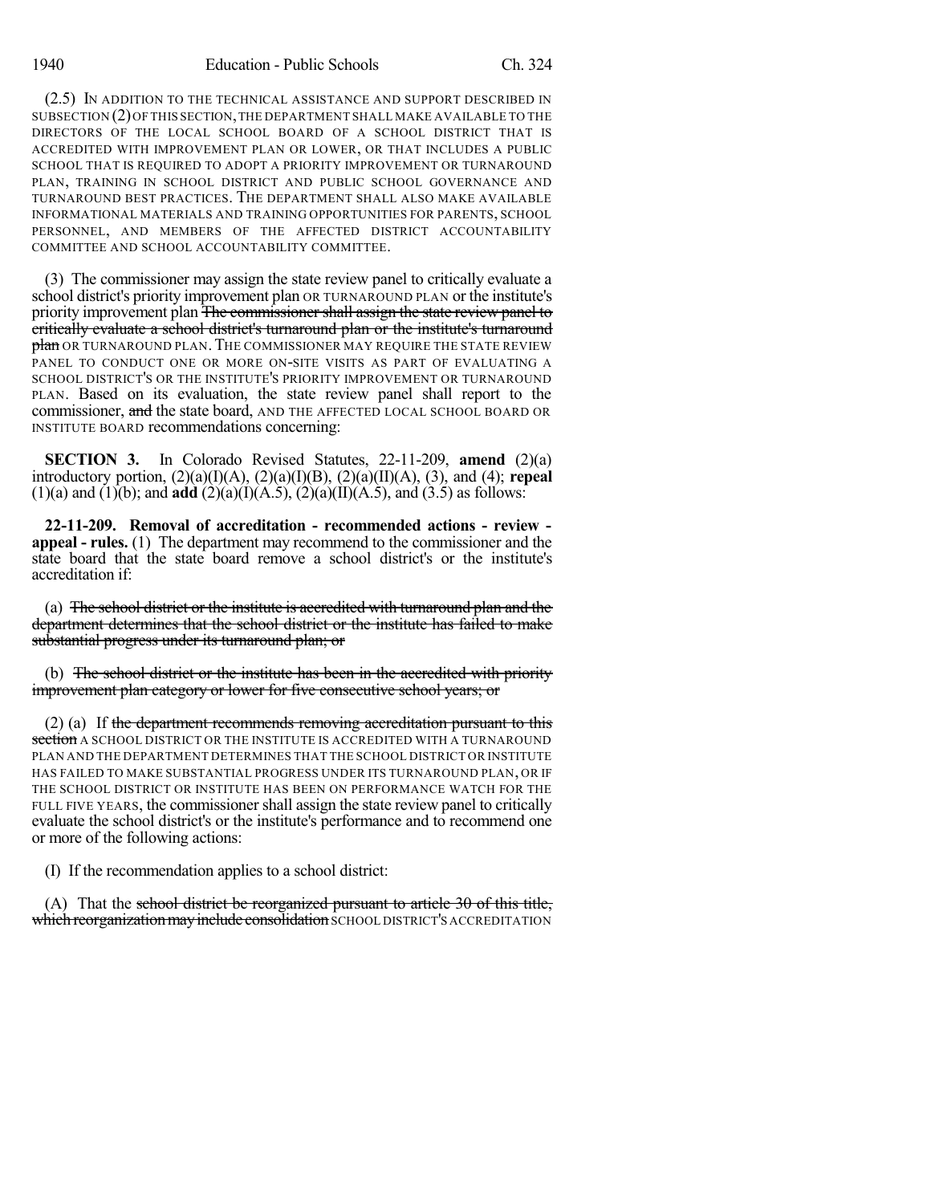(2.5) IN ADDITION TO THE TECHNICAL ASSISTANCE AND SUPPORT DESCRIBED IN SUBSECTION (2) OF THIS SECTION, THE DEPARTMENT SHALL MAKE AVAILABLE TO THE DIRECTORS OF THE LOCAL SCHOOL BOARD OF A SCHOOL DISTRICT THAT IS ACCREDITED WITH IMPROVEMENT PLAN OR LOWER, OR THAT INCLUDES A PUBLIC SCHOOL THAT IS REQUIRED TO ADOPT A PRIORITY IMPROVEMENT OR TURNAROUND PLAN, TRAINING IN SCHOOL DISTRICT AND PUBLIC SCHOOL GOVERNANCE AND TURNAROUND BEST PRACTICES. THE DEPARTMENT SHALL ALSO MAKE AVAILABLE INFORMATIONAL MATERIALS AND TRAINING OPPORTUNITIES FOR PARENTS, SCHOOL PERSONNEL, AND MEMBERS OF THE AFFECTED DISTRICT ACCOUNTABILITY COMMITTEE AND SCHOOL ACCOUNTABILITY COMMITTEE.

(3) The commissioner may assign the state review panel to critically evaluate a school district's priority improvement plan OR TURNAROUND PLAN or the institute's priority improvement plan ~~The commissioner shall assign the state review panel to critically evaluate a school district's turnaround plan or the institute's turnaround plan~~ OR TURNAROUND PLAN. THE COMMISSIONER MAY REQUIRE THE STATE REVIEW PANEL TO CONDUCT ONE OR MORE ON-SITE VISITS AS PART OF EVALUATING A SCHOOL DISTRICT'S OR THE INSTITUTE'S PRIORITY IMPROVEMENT OR TURNAROUND PLAN. Based on its evaluation, the state review panel shall report to the commissioner, ~~and~~ the state board, AND THE AFFECTED LOCAL SCHOOL BOARD OR INSTITUTE BOARD recommendations concerning:

**SECTION 3.** In Colorado Revised Statutes, 22-11-209, **amend** (2)(a) introductory portion, (2)(a)(I)(A), (2)(a)(I)(B), (2)(a)(II)(A), (3), and (4); **repeal** (1)(a) and (1)(b); and **add** (2)(a)(I)(A.5), (2)(a)(II)(A.5), and (3.5) as follows:

**22-11-209. Removal of accreditation - recommended actions - review - appeal - rules.** (1) The department may recommend to the commissioner and the state board that the state board remove a school district's or the institute's accreditation if:

(a) ~~The school district or the institute is accredited with turnaround plan and the department determines that the school district or the institute has failed to make substantial progress under its turnaround plan; or~~

(b) ~~The school district or the institute has been in the accredited with priority improvement plan category or lower for five consecutive school years; or~~

(2) (a) If ~~the department recommends removing accreditation pursuant to this section~~ A SCHOOL DISTRICT OR THE INSTITUTE IS ACCREDITED WITH A TURNAROUND PLAN AND THE DEPARTMENT DETERMINES THAT THE SCHOOL DISTRICT OR INSTITUTE HAS FAILED TO MAKE SUBSTANTIAL PROGRESS UNDER ITS TURNAROUND PLAN, OR IF THE SCHOOL DISTRICT OR INSTITUTE HAS BEEN ON PERFORMANCE WATCH FOR THE FULL FIVE YEARS, the commissioner shall assign the state review panel to critically evaluate the school district's or the institute's performance and to recommend one or more of the following actions:

(I) If the recommendation applies to a school district:

(A) That the ~~school district be reorganized pursuant to article 30 of this title, which reorganization may include consolidation~~ SCHOOL DISTRICT'S ACCREDITATION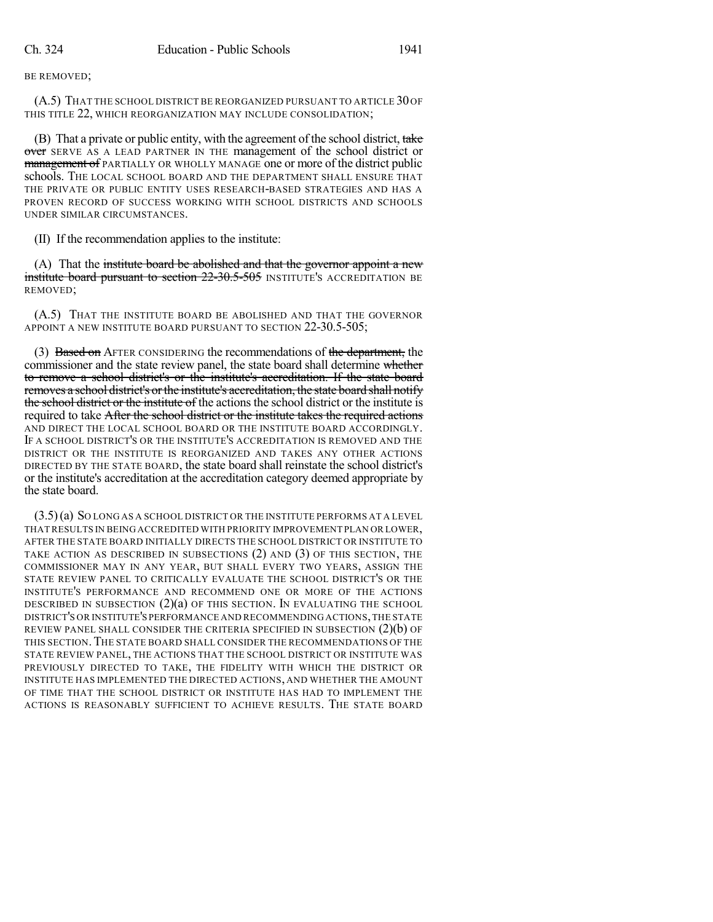BE REMOVED;

(A.5) THAT THE SCHOOL DISTRICT BE REORGANIZED PURSUANT TO ARTICLE 30 OF THIS TITLE 22, WHICH REORGANIZATION MAY INCLUDE CONSOLIDATION;

(B) That a private or public entity, with the agreement of the school district, ~~take over~~ SERVE AS A LEAD PARTNER IN THE management of the school district or ~~management of~~ PARTIALLY OR WHOLLY MANAGE one or more of the district public schools. THE LOCAL SCHOOL BOARD AND THE DEPARTMENT SHALL ENSURE THAT THE PRIVATE OR PUBLIC ENTITY USES RESEARCH-BASED STRATEGIES AND HAS A PROVEN RECORD OF SUCCESS WORKING WITH SCHOOL DISTRICTS AND SCHOOLS UNDER SIMILAR CIRCUMSTANCES.

(II) If the recommendation applies to the institute:

(A) That the ~~institute board be abolished and that the governor appoint a new institute board pursuant to section 22-30.5-505~~ INSTITUTE'S ACCREDITATION BE REMOVED;

(A.5) THAT THE INSTITUTE BOARD BE ABOLISHED AND THAT THE GOVERNOR APPOINT A NEW INSTITUTE BOARD PURSUANT TO SECTION 22-30.5-505;

(3) ~~Based on~~ AFTER CONSIDERING the recommendations of ~~the department,~~ the commissioner and the state review panel, the state board shall determine ~~whether to remove a school district's or the institute's accreditation. If the state board removes a school district's or the institute's accreditation, the state board shall notify the school district or the institute of~~ the actions the school district or the institute is required to take ~~After the school district or the institute takes the required actions~~ AND DIRECT THE LOCAL SCHOOL BOARD OR THE INSTITUTE BOARD ACCORDINGLY. IF A SCHOOL DISTRICT'S OR THE INSTITUTE'S ACCREDITATION IS REMOVED AND THE DISTRICT OR THE INSTITUTE IS REORGANIZED AND TAKES ANY OTHER ACTIONS DIRECTED BY THE STATE BOARD, the state board shall reinstate the school district's or the institute's accreditation at the accreditation category deemed appropriate by the state board.

(3.5) (a) SO LONG AS A SCHOOL DISTRICT OR THE INSTITUTE PERFORMS AT A LEVEL THAT RESULTS IN BEING ACCREDITED WITH PRIORITY IMPROVEMENT PLAN OR LOWER, AFTER THE STATE BOARD INITIALLY DIRECTS THE SCHOOL DISTRICT OR INSTITUTE TO TAKE ACTION AS DESCRIBED IN SUBSECTIONS (2) AND (3) OF THIS SECTION, THE COMMISSIONER MAY IN ANY YEAR, BUT SHALL EVERY TWO YEARS, ASSIGN THE STATE REVIEW PANEL TO CRITICALLY EVALUATE THE SCHOOL DISTRICT'S OR THE INSTITUTE'S PERFORMANCE AND RECOMMEND ONE OR MORE OF THE ACTIONS DESCRIBED IN SUBSECTION (2)(a) OF THIS SECTION. IN EVALUATING THE SCHOOL DISTRICT'S OR INSTITUTE'S PERFORMANCE AND RECOMMENDING ACTIONS, THE STATE REVIEW PANEL SHALL CONSIDER THE CRITERIA SPECIFIED IN SUBSECTION (2)(b) OF THIS SECTION. THE STATE BOARD SHALL CONSIDER THE RECOMMENDATIONS OF THE STATE REVIEW PANEL, THE ACTIONS THAT THE SCHOOL DISTRICT OR INSTITUTE WAS PREVIOUSLY DIRECTED TO TAKE, THE FIDELITY WITH WHICH THE DISTRICT OR INSTITUTE HAS IMPLEMENTED THE DIRECTED ACTIONS, AND WHETHER THE AMOUNT OF TIME THAT THE SCHOOL DISTRICT OR INSTITUTE HAS HAD TO IMPLEMENT THE ACTIONS IS REASONABLY SUFFICIENT TO ACHIEVE RESULTS. THE STATE BOARD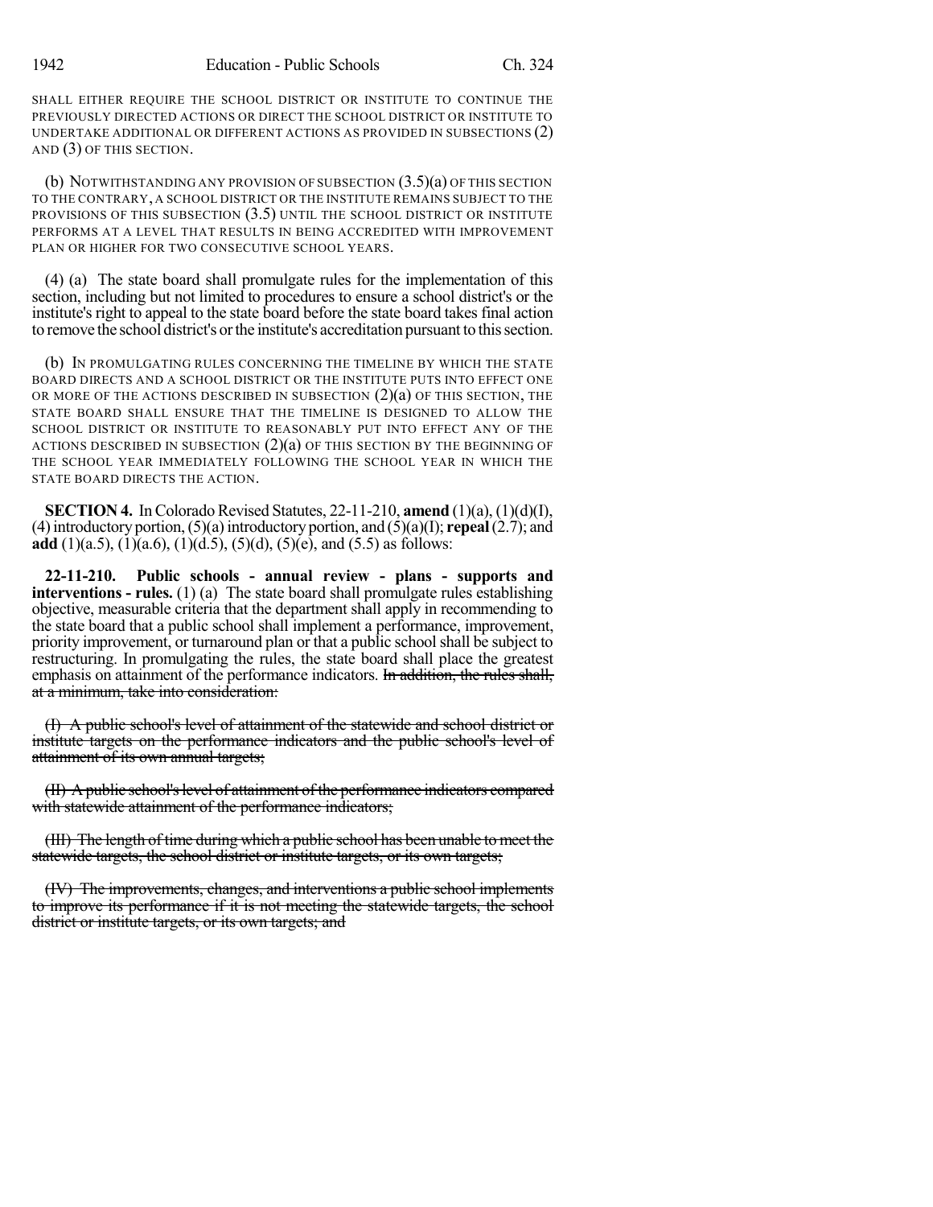SHALL EITHER REQUIRE THE SCHOOL DISTRICT OR INSTITUTE TO CONTINUE THE PREVIOUSLY DIRECTED ACTIONS OR DIRECT THE SCHOOL DISTRICT OR INSTITUTE TO UNDERTAKE ADDITIONAL OR DIFFERENT ACTIONS AS PROVIDED IN SUBSECTIONS (2) AND (3) OF THIS SECTION.

(b) NOTWITHSTANDING ANY PROVISION OF SUBSECTION (3.5)(a) OF THIS SECTION TO THE CONTRARY, A SCHOOL DISTRICT OR THE INSTITUTE REMAINS SUBJECT TO THE PROVISIONS OF THIS SUBSECTION (3.5) UNTIL THE SCHOOL DISTRICT OR INSTITUTE PERFORMS AT A LEVEL THAT RESULTS IN BEING ACCREDITED WITH IMPROVEMENT PLAN OR HIGHER FOR TWO CONSECUTIVE SCHOOL YEARS.

(4) (a) The state board shall promulgate rules for the implementation of this section, including but not limited to procedures to ensure a school district's or the institute's right to appeal to the state board before the state board takes final action to remove the school district's or the institute's accreditation pursuant to this section.

(b) IN PROMULGATING RULES CONCERNING THE TIMELINE BY WHICH THE STATE BOARD DIRECTS AND A SCHOOL DISTRICT OR THE INSTITUTE PUTS INTO EFFECT ONE OR MORE OF THE ACTIONS DESCRIBED IN SUBSECTION (2)(a) OF THIS SECTION, THE STATE BOARD SHALL ENSURE THAT THE TIMELINE IS DESIGNED TO ALLOW THE SCHOOL DISTRICT OR INSTITUTE TO REASONABLY PUT INTO EFFECT ANY OF THE ACTIONS DESCRIBED IN SUBSECTION (2)(a) OF THIS SECTION BY THE BEGINNING OF THE SCHOOL YEAR IMMEDIATELY FOLLOWING THE SCHOOL YEAR IN WHICH THE STATE BOARD DIRECTS THE ACTION.

**SECTION 4.** In Colorado Revised Statutes, 22-11-210, **amend** (1)(a), (1)(d)(I), (4) introductory portion, (5)(a) introductory portion, and (5)(a)(I); **repeal** (2.7); and **add** (1)(a.5), (1)(a.6), (1)(d.5), (5)(d), (5)(e), and (5.5) as follows:

**22-11-210. Public schools - annual review - plans - supports and interventions - rules.** (1) (a) The state board shall promulgate rules establishing objective, measurable criteria that the department shall apply in recommending to the state board that a public school shall implement a performance, improvement, priority improvement, or turnaround plan or that a public school shall be subject to restructuring. In promulgating the rules, the state board shall place the greatest emphasis on attainment of the performance indicators. ~~In addition, the rules shall, at a minimum, take into consideration:~~

~~(I) A public school's level of attainment of the statewide and school district or institute targets on the performance indicators and the public school's level of attainment of its own annual targets;~~

~~(II) A public school's level of attainment of the performance indicators compared with statewide attainment of the performance indicators;~~

~~(III) The length of time during which a public school has been unable to meet the statewide targets, the school district or institute targets, or its own targets;~~

~~(IV) The improvements, changes, and interventions a public school implements to improve its performance if it is not meeting the statewide targets, the school district or institute targets, or its own targets; and~~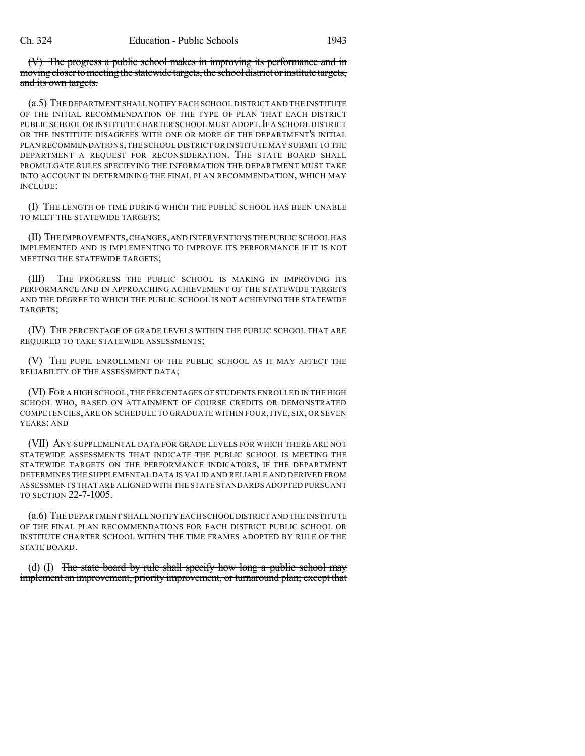~~(V) The progress a public school makes in improving its performance and in moving closer to meeting the statewide targets, the school district or institute targets, and its own targets.~~

(a.5) THE DEPARTMENT SHALL NOTIFY EACH SCHOOL DISTRICT AND THE INSTITUTE OF THE INITIAL RECOMMENDATION OF THE TYPE OF PLAN THAT EACH DISTRICT PUBLIC SCHOOL OR INSTITUTE CHARTER SCHOOL MUST ADOPT. IF A SCHOOL DISTRICT OR THE INSTITUTE DISAGREES WITH ONE OR MORE OF THE DEPARTMENT'S INITIAL PLAN RECOMMENDATIONS, THE SCHOOL DISTRICT OR INSTITUTE MAY SUBMIT TO THE DEPARTMENT A REQUEST FOR RECONSIDERATION. THE STATE BOARD SHALL PROMULGATE RULES SPECIFYING THE INFORMATION THE DEPARTMENT MUST TAKE INTO ACCOUNT IN DETERMINING THE FINAL PLAN RECOMMENDATION, WHICH MAY INCLUDE:

(I) THE LENGTH OF TIME DURING WHICH THE PUBLIC SCHOOL HAS BEEN UNABLE TO MEET THE STATEWIDE TARGETS;

(II) THE IMPROVEMENTS, CHANGES, AND INTERVENTIONS THE PUBLIC SCHOOL HAS IMPLEMENTED AND IS IMPLEMENTING TO IMPROVE ITS PERFORMANCE IF IT IS NOT MEETING THE STATEWIDE TARGETS;

(III) THE PROGRESS THE PUBLIC SCHOOL IS MAKING IN IMPROVING ITS PERFORMANCE AND IN APPROACHING ACHIEVEMENT OF THE STATEWIDE TARGETS AND THE DEGREE TO WHICH THE PUBLIC SCHOOL IS NOT ACHIEVING THE STATEWIDE TARGETS;

(IV) THE PERCENTAGE OF GRADE LEVELS WITHIN THE PUBLIC SCHOOL THAT ARE REQUIRED TO TAKE STATEWIDE ASSESSMENTS;

(V) THE PUPIL ENROLLMENT OF THE PUBLIC SCHOOL AS IT MAY AFFECT THE RELIABILITY OF THE ASSESSMENT DATA;

(VI) FOR A HIGH SCHOOL, THE PERCENTAGES OF STUDENTS ENROLLED IN THE HIGH SCHOOL WHO, BASED ON ATTAINMENT OF COURSE CREDITS OR DEMONSTRATED COMPETENCIES, ARE ON SCHEDULE TO GRADUATE WITHIN FOUR, FIVE, SIX, OR SEVEN YEARS; AND

(VII) ANY SUPPLEMENTAL DATA FOR GRADE LEVELS FOR WHICH THERE ARE NOT STATEWIDE ASSESSMENTS THAT INDICATE THE PUBLIC SCHOOL IS MEETING THE STATEWIDE TARGETS ON THE PERFORMANCE INDICATORS, IF THE DEPARTMENT DETERMINES THE SUPPLEMENTAL DATA IS VALID AND RELIABLE AND DERIVED FROM ASSESSMENTS THAT ARE ALIGNED WITH THE STATE STANDARDS ADOPTED PURSUANT TO SECTION 22-7-1005.

(a.6) THE DEPARTMENT SHALL NOTIFY EACH SCHOOL DISTRICT AND THE INSTITUTE OF THE FINAL PLAN RECOMMENDATIONS FOR EACH DISTRICT PUBLIC SCHOOL OR INSTITUTE CHARTER SCHOOL WITHIN THE TIME FRAMES ADOPTED BY RULE OF THE STATE BOARD.

(d) (I) ~~The state board by rule shall specify how long a public school may implement an improvement, priority improvement, or turnaround plan; except that~~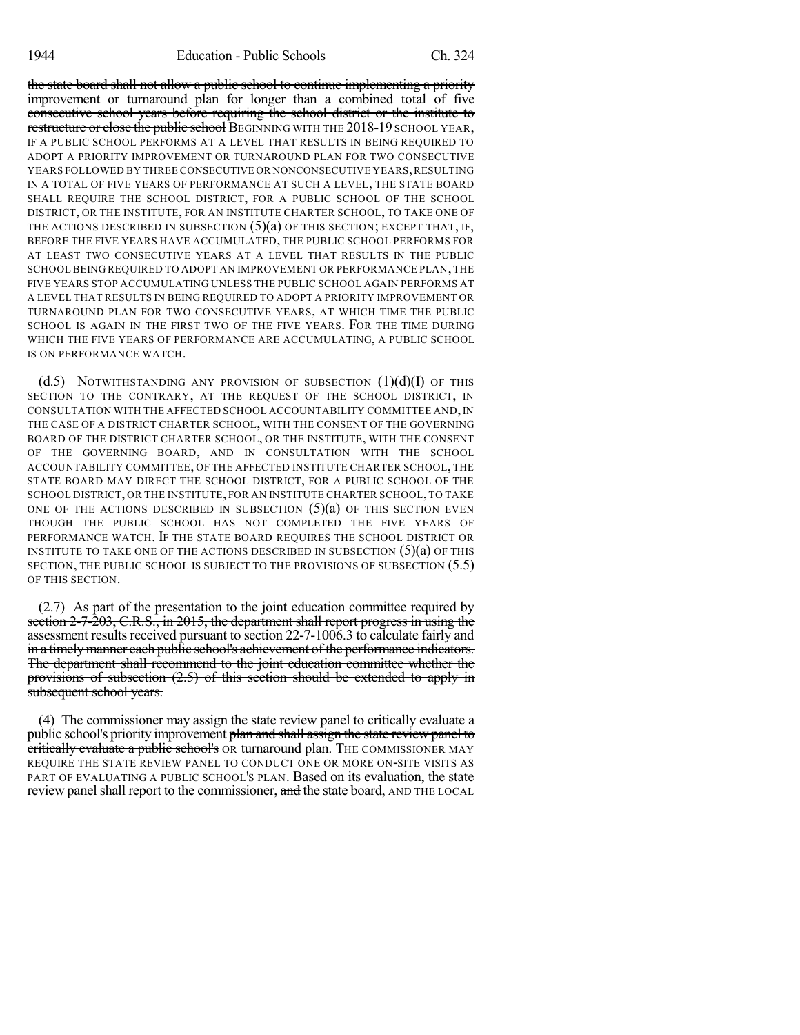~~the state board shall not allow a public school to continue implementing a priority improvement or turnaround plan for longer than a combined total of five consecutive school years before requiring the school district or the institute to restructure or close the public school~~ BEGINNING WITH THE 2018-19 SCHOOL YEAR, IF A PUBLIC SCHOOL PERFORMS AT A LEVEL THAT RESULTS IN BEING REQUIRED TO ADOPT A PRIORITY IMPROVEMENT OR TURNAROUND PLAN FOR TWO CONSECUTIVE YEARS FOLLOWED BY THREE CONSECUTIVE OR NONCONSECUTIVE YEARS, RESULTING IN A TOTAL OF FIVE YEARS OF PERFORMANCE AT SUCH A LEVEL, THE STATE BOARD SHALL REQUIRE THE SCHOOL DISTRICT, FOR A PUBLIC SCHOOL OF THE SCHOOL DISTRICT, OR THE INSTITUTE, FOR AN INSTITUTE CHARTER SCHOOL, TO TAKE ONE OF THE ACTIONS DESCRIBED IN SUBSECTION (5)(a) OF THIS SECTION; EXCEPT THAT, IF, BEFORE THE FIVE YEARS HAVE ACCUMULATED, THE PUBLIC SCHOOL PERFORMS FOR AT LEAST TWO CONSECUTIVE YEARS AT A LEVEL THAT RESULTS IN THE PUBLIC SCHOOL BEING REQUIRED TO ADOPT AN IMPROVEMENT OR PERFORMANCE PLAN, THE FIVE YEARS STOP ACCUMULATING UNLESS THE PUBLIC SCHOOL AGAIN PERFORMS AT A LEVEL THAT RESULTS IN BEING REQUIRED TO ADOPT A PRIORITY IMPROVEMENT OR TURNAROUND PLAN FOR TWO CONSECUTIVE YEARS, AT WHICH TIME THE PUBLIC SCHOOL IS AGAIN IN THE FIRST TWO OF THE FIVE YEARS. FOR THE TIME DURING WHICH THE FIVE YEARS OF PERFORMANCE ARE ACCUMULATING, A PUBLIC SCHOOL IS ON PERFORMANCE WATCH.

(d.5) NOTWITHSTANDING ANY PROVISION OF SUBSECTION (1)(d)(I) OF THIS SECTION TO THE CONTRARY, AT THE REQUEST OF THE SCHOOL DISTRICT, IN CONSULTATION WITH THE AFFECTED SCHOOL ACCOUNTABILITY COMMITTEE AND, IN THE CASE OF A DISTRICT CHARTER SCHOOL, WITH THE CONSENT OF THE GOVERNING BOARD OF THE DISTRICT CHARTER SCHOOL, OR THE INSTITUTE, WITH THE CONSENT OF THE GOVERNING BOARD, AND IN CONSULTATION WITH THE SCHOOL ACCOUNTABILITY COMMITTEE, OF THE AFFECTED INSTITUTE CHARTER SCHOOL, THE STATE BOARD MAY DIRECT THE SCHOOL DISTRICT, FOR A PUBLIC SCHOOL OF THE SCHOOL DISTRICT, OR THE INSTITUTE, FOR AN INSTITUTE CHARTER SCHOOL, TO TAKE ONE OF THE ACTIONS DESCRIBED IN SUBSECTION (5)(a) OF THIS SECTION EVEN THOUGH THE PUBLIC SCHOOL HAS NOT COMPLETED THE FIVE YEARS OF PERFORMANCE WATCH. IF THE STATE BOARD REQUIRES THE SCHOOL DISTRICT OR INSTITUTE TO TAKE ONE OF THE ACTIONS DESCRIBED IN SUBSECTION (5)(a) OF THIS SECTION, THE PUBLIC SCHOOL IS SUBJECT TO THE PROVISIONS OF SUBSECTION (5.5) OF THIS SECTION.

(2.7) ~~As part of the presentation to the joint education committee required by section 2-7-203, C.R.S., in 2015, the department shall report progress in using the assessment results received pursuant to section 22-7-1006.3 to calculate fairly and in a timely manner each public school's achievement of the performance indicators. The department shall recommend to the joint education committee whether the provisions of subsection (2.5) of this section should be extended to apply in subsequent school years.~~

(4) The commissioner may assign the state review panel to critically evaluate a public school's priority improvement ~~plan and shall assign the state review panel to critically evaluate a public school's~~ OR turnaround plan. THE COMMISSIONER MAY REQUIRE THE STATE REVIEW PANEL TO CONDUCT ONE OR MORE ON-SITE VISITS AS PART OF EVALUATING A PUBLIC SCHOOL'S PLAN. Based on its evaluation, the state review panel shall report to the commissioner, ~~and~~ the state board, AND THE LOCAL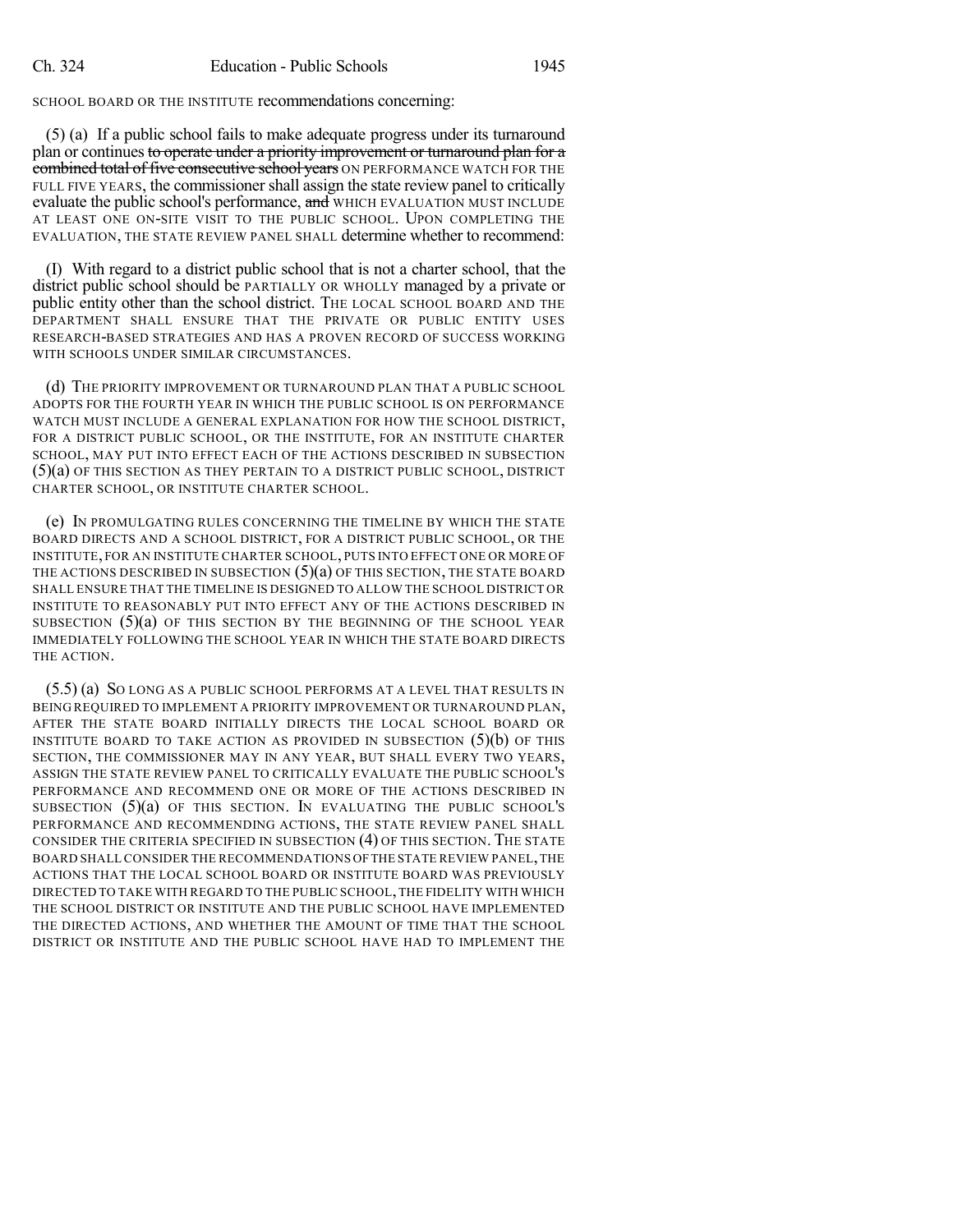SCHOOL BOARD OR THE INSTITUTE recommendations concerning:

(5) (a) If a public school fails to make adequate progress under its turnaround plan or continues ~~to operate under a priority improvement or turnaround plan for a combined total of five consecutive school years~~ ON PERFORMANCE WATCH FOR THE FULL FIVE YEARS, the commissioner shall assign the state review panel to critically evaluate the public school's performance, ~~and~~ WHICH EVALUATION MUST INCLUDE AT LEAST ONE ON-SITE VISIT TO THE PUBLIC SCHOOL. UPON COMPLETING THE EVALUATION, THE STATE REVIEW PANEL SHALL determine whether to recommend:

(I) With regard to a district public school that is not a charter school, that the district public school should be PARTIALLY OR WHOLLY managed by a private or public entity other than the school district. THE LOCAL SCHOOL BOARD AND THE DEPARTMENT SHALL ENSURE THAT THE PRIVATE OR PUBLIC ENTITY USES RESEARCH-BASED STRATEGIES AND HAS A PROVEN RECORD OF SUCCESS WORKING WITH SCHOOLS UNDER SIMILAR CIRCUMSTANCES.

(d) THE PRIORITY IMPROVEMENT OR TURNAROUND PLAN THAT A PUBLIC SCHOOL ADOPTS FOR THE FOURTH YEAR IN WHICH THE PUBLIC SCHOOL IS ON PERFORMANCE WATCH MUST INCLUDE A GENERAL EXPLANATION FOR HOW THE SCHOOL DISTRICT, FOR A DISTRICT PUBLIC SCHOOL, OR THE INSTITUTE, FOR AN INSTITUTE CHARTER SCHOOL, MAY PUT INTO EFFECT EACH OF THE ACTIONS DESCRIBED IN SUBSECTION (5)(a) OF THIS SECTION AS THEY PERTAIN TO A DISTRICT PUBLIC SCHOOL, DISTRICT CHARTER SCHOOL, OR INSTITUTE CHARTER SCHOOL.

(e) IN PROMULGATING RULES CONCERNING THE TIMELINE BY WHICH THE STATE BOARD DIRECTS AND A SCHOOL DISTRICT, FOR A DISTRICT PUBLIC SCHOOL, OR THE INSTITUTE, FOR AN INSTITUTE CHARTER SCHOOL, PUTS INTO EFFECT ONE OR MORE OF THE ACTIONS DESCRIBED IN SUBSECTION (5)(a) OF THIS SECTION, THE STATE BOARD SHALL ENSURE THAT THE TIMELINE IS DESIGNED TO ALLOW THE SCHOOL DISTRICT OR INSTITUTE TO REASONABLY PUT INTO EFFECT ANY OF THE ACTIONS DESCRIBED IN SUBSECTION (5)(a) OF THIS SECTION BY THE BEGINNING OF THE SCHOOL YEAR IMMEDIATELY FOLLOWING THE SCHOOL YEAR IN WHICH THE STATE BOARD DIRECTS THE ACTION.

(5.5) (a) SO LONG AS A PUBLIC SCHOOL PERFORMS AT A LEVEL THAT RESULTS IN BEING REQUIRED TO IMPLEMENT A PRIORITY IMPROVEMENT OR TURNAROUND PLAN, AFTER THE STATE BOARD INITIALLY DIRECTS THE LOCAL SCHOOL BOARD OR INSTITUTE BOARD TO TAKE ACTION AS PROVIDED IN SUBSECTION (5)(b) OF THIS SECTION, THE COMMISSIONER MAY IN ANY YEAR, BUT SHALL EVERY TWO YEARS, ASSIGN THE STATE REVIEW PANEL TO CRITICALLY EVALUATE THE PUBLIC SCHOOL'S PERFORMANCE AND RECOMMEND ONE OR MORE OF THE ACTIONS DESCRIBED IN SUBSECTION (5)(a) OF THIS SECTION. IN EVALUATING THE PUBLIC SCHOOL'S PERFORMANCE AND RECOMMENDING ACTIONS, THE STATE REVIEW PANEL SHALL CONSIDER THE CRITERIA SPECIFIED IN SUBSECTION (4) OF THIS SECTION. THE STATE BOARD SHALL CONSIDER THE RECOMMENDATIONS OF THE STATE REVIEW PANEL, THE ACTIONS THAT THE LOCAL SCHOOL BOARD OR INSTITUTE BOARD WAS PREVIOUSLY DIRECTED TO TAKE WITH REGARD TO THE PUBLIC SCHOOL, THE FIDELITY WITH WHICH THE SCHOOL DISTRICT OR INSTITUTE AND THE PUBLIC SCHOOL HAVE IMPLEMENTED THE DIRECTED ACTIONS, AND WHETHER THE AMOUNT OF TIME THAT THE SCHOOL DISTRICT OR INSTITUTE AND THE PUBLIC SCHOOL HAVE HAD TO IMPLEMENT THE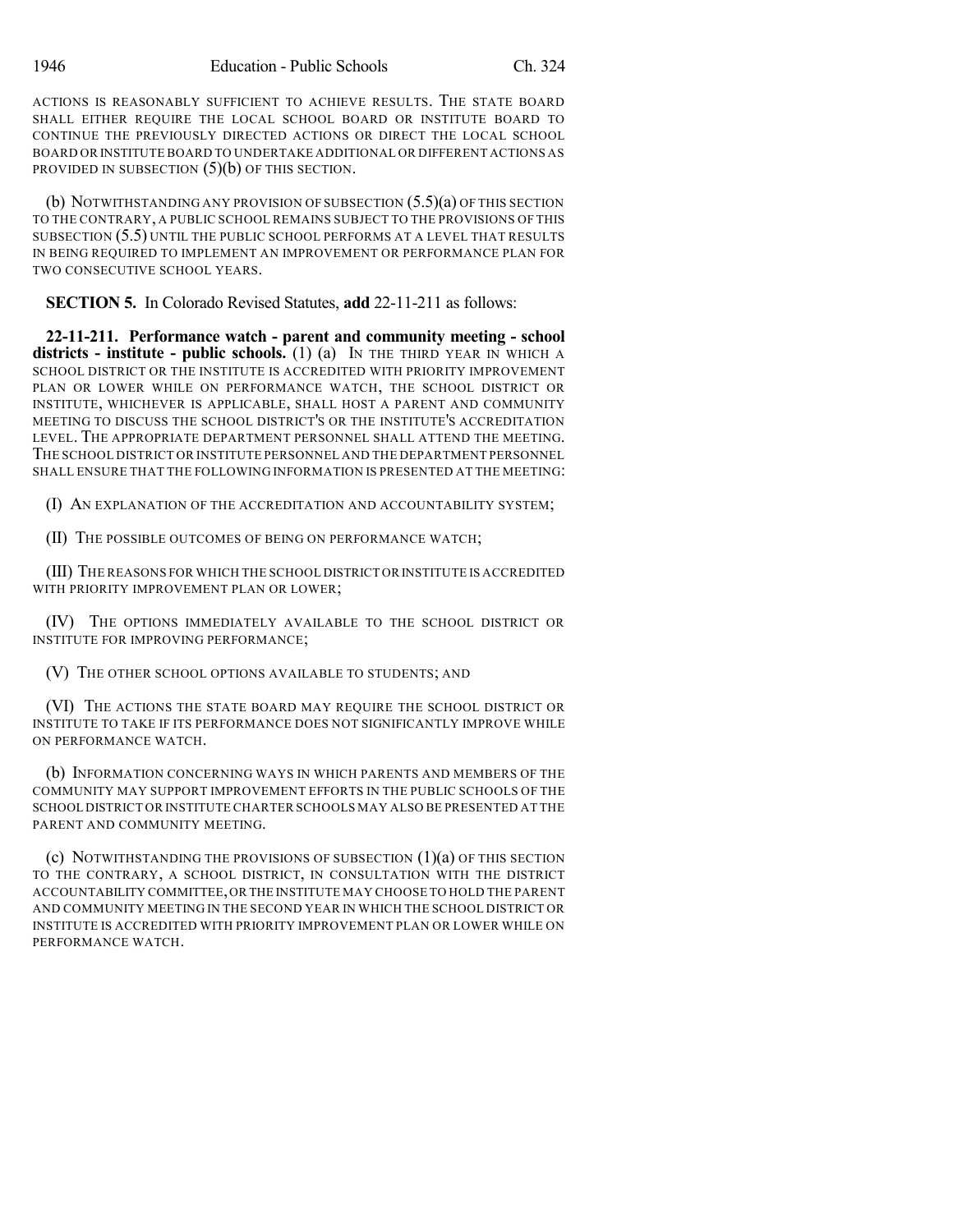ACTIONS IS REASONABLY SUFFICIENT TO ACHIEVE RESULTS. THE STATE BOARD SHALL EITHER REQUIRE THE LOCAL SCHOOL BOARD OR INSTITUTE BOARD TO CONTINUE THE PREVIOUSLY DIRECTED ACTIONS OR DIRECT THE LOCAL SCHOOL BOARD OR INSTITUTE BOARD TO UNDERTAKE ADDITIONAL OR DIFFERENT ACTIONS AS PROVIDED IN SUBSECTION (5)(b) OF THIS SECTION.

(b) NOTWITHSTANDING ANY PROVISION OF SUBSECTION (5.5)(a) OF THIS SECTION TO THE CONTRARY, A PUBLIC SCHOOL REMAINS SUBJECT TO THE PROVISIONS OF THIS SUBSECTION (5.5) UNTIL THE PUBLIC SCHOOL PERFORMS AT A LEVEL THAT RESULTS IN BEING REQUIRED TO IMPLEMENT AN IMPROVEMENT OR PERFORMANCE PLAN FOR TWO CONSECUTIVE SCHOOL YEARS.

**SECTION 5.** In Colorado Revised Statutes, **add** 22-11-211 as follows:

**22-11-211. Performance watch - parent and community meeting - school districts - institute - public schools.** (1) (a) IN THE THIRD YEAR IN WHICH A SCHOOL DISTRICT OR THE INSTITUTE IS ACCREDITED WITH PRIORITY IMPROVEMENT PLAN OR LOWER WHILE ON PERFORMANCE WATCH, THE SCHOOL DISTRICT OR INSTITUTE, WHICHEVER IS APPLICABLE, SHALL HOST A PARENT AND COMMUNITY MEETING TO DISCUSS THE SCHOOL DISTRICT'S OR THE INSTITUTE'S ACCREDITATION LEVEL. THE APPROPRIATE DEPARTMENT PERSONNEL SHALL ATTEND THE MEETING. THE SCHOOL DISTRICT OR INSTITUTE PERSONNEL AND THE DEPARTMENT PERSONNEL SHALL ENSURE THAT THE FOLLOWING INFORMATION IS PRESENTED AT THE MEETING:

(I) AN EXPLANATION OF THE ACCREDITATION AND ACCOUNTABILITY SYSTEM;

(II) THE POSSIBLE OUTCOMES OF BEING ON PERFORMANCE WATCH;

(III) THE REASONS FOR WHICH THE SCHOOL DISTRICT OR INSTITUTE IS ACCREDITED WITH PRIORITY IMPROVEMENT PLAN OR LOWER;

(IV) THE OPTIONS IMMEDIATELY AVAILABLE TO THE SCHOOL DISTRICT OR INSTITUTE FOR IMPROVING PERFORMANCE;

(V) THE OTHER SCHOOL OPTIONS AVAILABLE TO STUDENTS; AND

(VI) THE ACTIONS THE STATE BOARD MAY REQUIRE THE SCHOOL DISTRICT OR INSTITUTE TO TAKE IF ITS PERFORMANCE DOES NOT SIGNIFICANTLY IMPROVE WHILE ON PERFORMANCE WATCH.

(b) INFORMATION CONCERNING WAYS IN WHICH PARENTS AND MEMBERS OF THE COMMUNITY MAY SUPPORT IMPROVEMENT EFFORTS IN THE PUBLIC SCHOOLS OF THE SCHOOL DISTRICT OR INSTITUTE CHARTER SCHOOLS MAY ALSO BE PRESENTED AT THE PARENT AND COMMUNITY MEETING.

(c) NOTWITHSTANDING THE PROVISIONS OF SUBSECTION (1)(a) OF THIS SECTION TO THE CONTRARY, A SCHOOL DISTRICT, IN CONSULTATION WITH THE DISTRICT ACCOUNTABILITY COMMITTEE, OR THE INSTITUTE MAY CHOOSE TO HOLD THE PARENT AND COMMUNITY MEETING IN THE SECOND YEAR IN WHICH THE SCHOOL DISTRICT OR INSTITUTE IS ACCREDITED WITH PRIORITY IMPROVEMENT PLAN OR LOWER WHILE ON PERFORMANCE WATCH.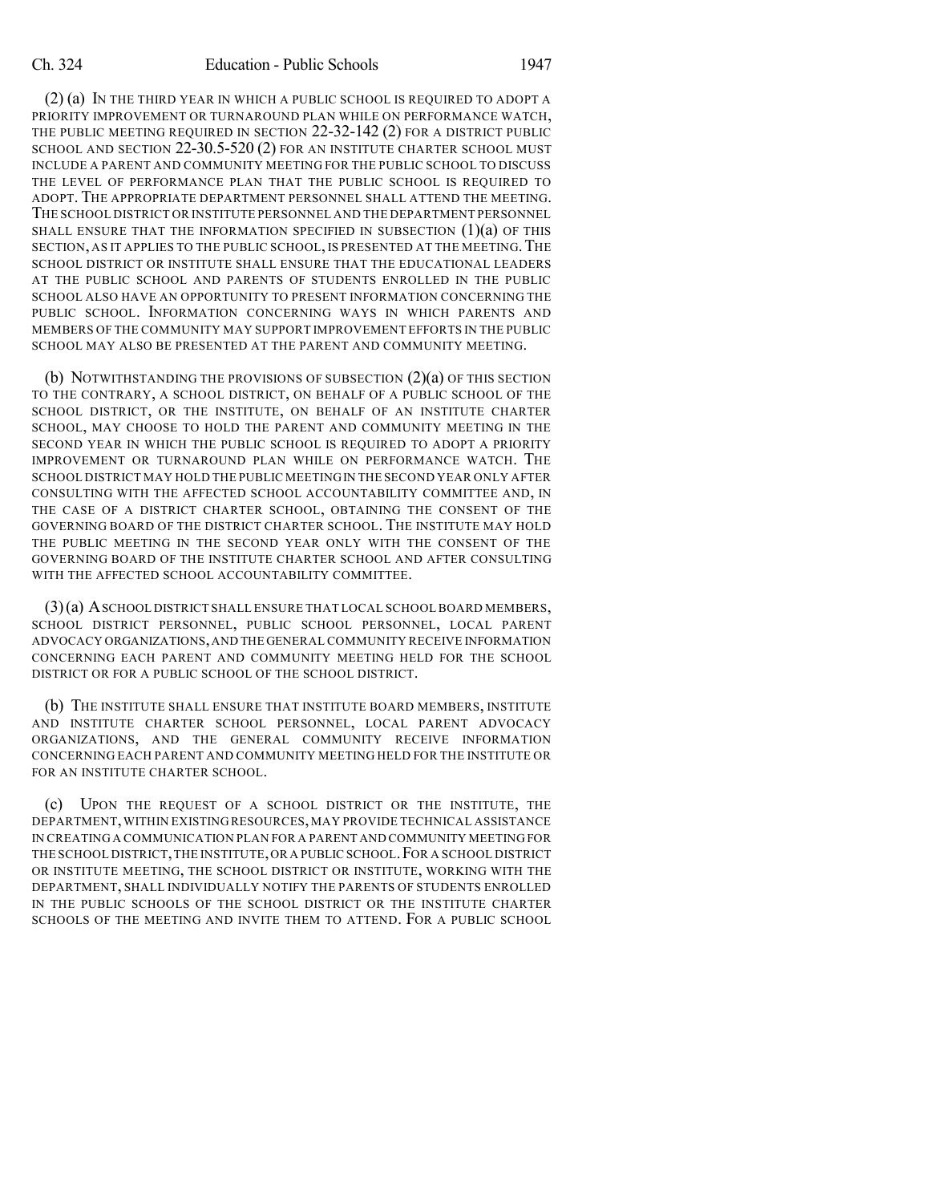(2) (a) IN THE THIRD YEAR IN WHICH A PUBLIC SCHOOL IS REQUIRED TO ADOPT A PRIORITY IMPROVEMENT OR TURNAROUND PLAN WHILE ON PERFORMANCE WATCH, THE PUBLIC MEETING REQUIRED IN SECTION 22-32-142 (2) FOR A DISTRICT PUBLIC SCHOOL AND SECTION 22-30.5-520 (2) FOR AN INSTITUTE CHARTER SCHOOL MUST INCLUDE A PARENT AND COMMUNITY MEETING FOR THE PUBLIC SCHOOL TO DISCUSS THE LEVEL OF PERFORMANCE PLAN THAT THE PUBLIC SCHOOL IS REQUIRED TO ADOPT. THE APPROPRIATE DEPARTMENT PERSONNEL SHALL ATTEND THE MEETING. THE SCHOOL DISTRICT OR INSTITUTE PERSONNEL AND THE DEPARTMENT PERSONNEL SHALL ENSURE THAT THE INFORMATION SPECIFIED IN SUBSECTION (1)(a) OF THIS SECTION, AS IT APPLIES TO THE PUBLIC SCHOOL, IS PRESENTED AT THE MEETING. THE SCHOOL DISTRICT OR INSTITUTE SHALL ENSURE THAT THE EDUCATIONAL LEADERS AT THE PUBLIC SCHOOL AND PARENTS OF STUDENTS ENROLLED IN THE PUBLIC SCHOOL ALSO HAVE AN OPPORTUNITY TO PRESENT INFORMATION CONCERNING THE PUBLIC SCHOOL. INFORMATION CONCERNING WAYS IN WHICH PARENTS AND MEMBERS OF THE COMMUNITY MAY SUPPORT IMPROVEMENT EFFORTS IN THE PUBLIC SCHOOL MAY ALSO BE PRESENTED AT THE PARENT AND COMMUNITY MEETING.

(b) NOTWITHSTANDING THE PROVISIONS OF SUBSECTION (2)(a) OF THIS SECTION TO THE CONTRARY, A SCHOOL DISTRICT, ON BEHALF OF A PUBLIC SCHOOL OF THE SCHOOL DISTRICT, OR THE INSTITUTE, ON BEHALF OF AN INSTITUTE CHARTER SCHOOL, MAY CHOOSE TO HOLD THE PARENT AND COMMUNITY MEETING IN THE SECOND YEAR IN WHICH THE PUBLIC SCHOOL IS REQUIRED TO ADOPT A PRIORITY IMPROVEMENT OR TURNAROUND PLAN WHILE ON PERFORMANCE WATCH. THE SCHOOL DISTRICT MAY HOLD THE PUBLIC MEETING IN THE SECOND YEAR ONLY AFTER CONSULTING WITH THE AFFECTED SCHOOL ACCOUNTABILITY COMMITTEE AND, IN THE CASE OF A DISTRICT CHARTER SCHOOL, OBTAINING THE CONSENT OF THE GOVERNING BOARD OF THE DISTRICT CHARTER SCHOOL. THE INSTITUTE MAY HOLD THE PUBLIC MEETING IN THE SECOND YEAR ONLY WITH THE CONSENT OF THE GOVERNING BOARD OF THE INSTITUTE CHARTER SCHOOL AND AFTER CONSULTING WITH THE AFFECTED SCHOOL ACCOUNTABILITY COMMITTEE.

(3) (a) A SCHOOL DISTRICT SHALL ENSURE THAT LOCAL SCHOOL BOARD MEMBERS, SCHOOL DISTRICT PERSONNEL, PUBLIC SCHOOL PERSONNEL, LOCAL PARENT ADVOCACY ORGANIZATIONS, AND THE GENERAL COMMUNITY RECEIVE INFORMATION CONCERNING EACH PARENT AND COMMUNITY MEETING HELD FOR THE SCHOOL DISTRICT OR FOR A PUBLIC SCHOOL OF THE SCHOOL DISTRICT.

(b) THE INSTITUTE SHALL ENSURE THAT INSTITUTE BOARD MEMBERS, INSTITUTE AND INSTITUTE CHARTER SCHOOL PERSONNEL, LOCAL PARENT ADVOCACY ORGANIZATIONS, AND THE GENERAL COMMUNITY RECEIVE INFORMATION CONCERNING EACH PARENT AND COMMUNITY MEETING HELD FOR THE INSTITUTE OR FOR AN INSTITUTE CHARTER SCHOOL.

(c) UPON THE REQUEST OF A SCHOOL DISTRICT OR THE INSTITUTE, THE DEPARTMENT, WITHIN EXISTING RESOURCES, MAY PROVIDE TECHNICAL ASSISTANCE IN CREATING A COMMUNICATION PLAN FOR A PARENT AND COMMUNITY MEETING FOR THE SCHOOL DISTRICT, THE INSTITUTE, OR A PUBLIC SCHOOL. FOR A SCHOOL DISTRICT OR INSTITUTE MEETING, THE SCHOOL DISTRICT OR INSTITUTE, WORKING WITH THE DEPARTMENT, SHALL INDIVIDUALLY NOTIFY THE PARENTS OF STUDENTS ENROLLED IN THE PUBLIC SCHOOLS OF THE SCHOOL DISTRICT OR THE INSTITUTE CHARTER SCHOOLS OF THE MEETING AND INVITE THEM TO ATTEND. FOR A PUBLIC SCHOOL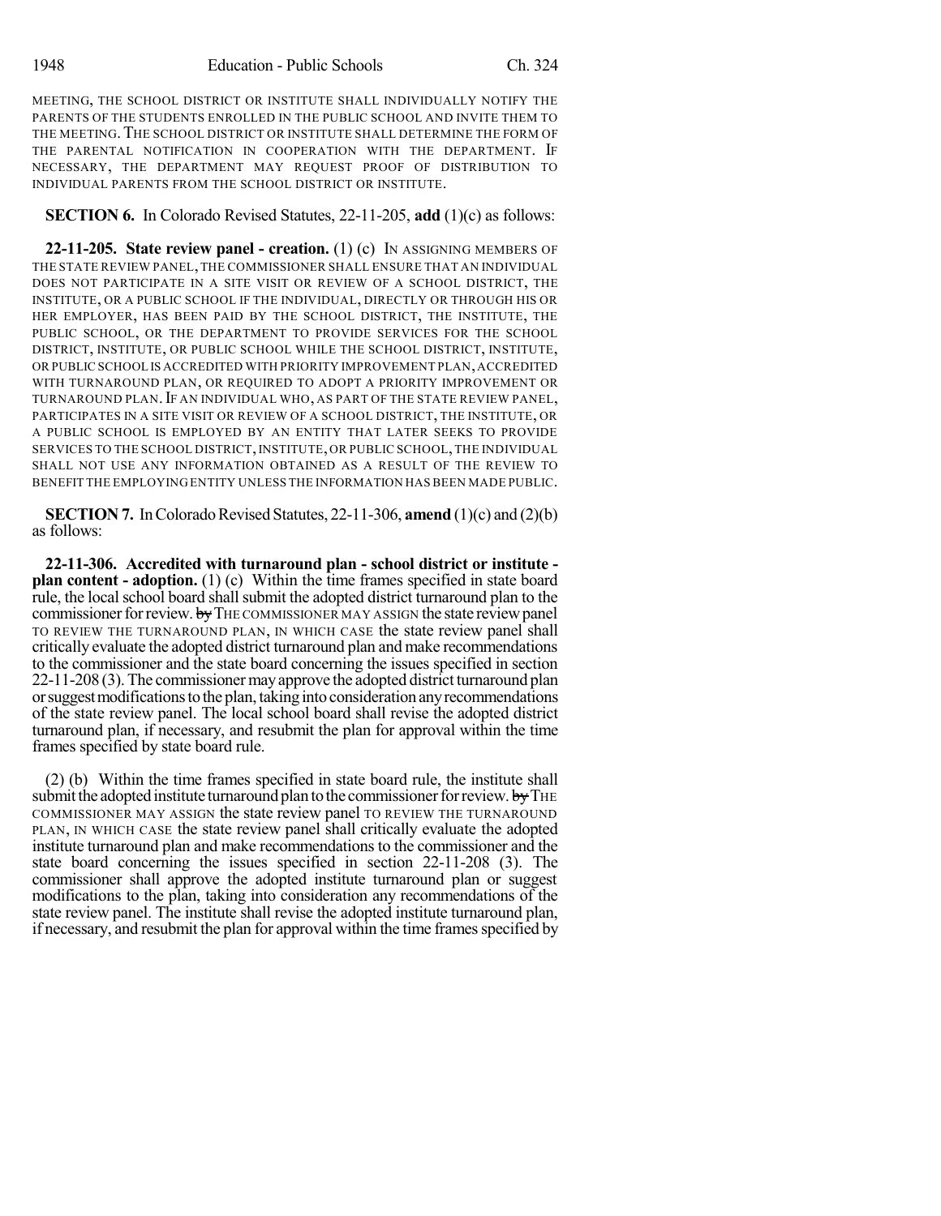MEETING, THE SCHOOL DISTRICT OR INSTITUTE SHALL INDIVIDUALLY NOTIFY THE PARENTS OF THE STUDENTS ENROLLED IN THE PUBLIC SCHOOL AND INVITE THEM TO THE MEETING. THE SCHOOL DISTRICT OR INSTITUTE SHALL DETERMINE THE FORM OF THE PARENTAL NOTIFICATION IN COOPERATION WITH THE DEPARTMENT. IF NECESSARY, THE DEPARTMENT MAY REQUEST PROOF OF DISTRIBUTION TO INDIVIDUAL PARENTS FROM THE SCHOOL DISTRICT OR INSTITUTE.

**SECTION 6.** In Colorado Revised Statutes, 22-11-205, **add** (1)(c) as follows:

**22-11-205. State review panel - creation.** (1) (c) IN ASSIGNING MEMBERS OF THE STATE REVIEW PANEL, THE COMMISSIONER SHALL ENSURE THAT AN INDIVIDUAL DOES NOT PARTICIPATE IN A SITE VISIT OR REVIEW OF A SCHOOL DISTRICT, THE INSTITUTE, OR A PUBLIC SCHOOL IF THE INDIVIDUAL, DIRECTLY OR THROUGH HIS OR HER EMPLOYER, HAS BEEN PAID BY THE SCHOOL DISTRICT, THE INSTITUTE, THE PUBLIC SCHOOL, OR THE DEPARTMENT TO PROVIDE SERVICES FOR THE SCHOOL DISTRICT, INSTITUTE, OR PUBLIC SCHOOL WHILE THE SCHOOL DISTRICT, INSTITUTE, OR PUBLIC SCHOOL IS ACCREDITED WITH PRIORITY IMPROVEMENT PLAN, ACCREDITED WITH TURNAROUND PLAN, OR REQUIRED TO ADOPT A PRIORITY IMPROVEMENT OR TURNAROUND PLAN. IF AN INDIVIDUAL WHO, AS PART OF THE STATE REVIEW PANEL, PARTICIPATES IN A SITE VISIT OR REVIEW OF A SCHOOL DISTRICT, THE INSTITUTE, OR A PUBLIC SCHOOL IS EMPLOYED BY AN ENTITY THAT LATER SEEKS TO PROVIDE SERVICES TO THE SCHOOL DISTRICT, INSTITUTE, OR PUBLIC SCHOOL, THE INDIVIDUAL SHALL NOT USE ANY INFORMATION OBTAINED AS A RESULT OF THE REVIEW TO BENEFIT THE EMPLOYING ENTITY UNLESS THE INFORMATION HAS BEEN MADE PUBLIC.

**SECTION 7.** In Colorado Revised Statutes, 22-11-306, **amend** (1)(c) and (2)(b) as follows:

**22-11-306. Accredited with turnaround plan - school district or institute - plan content - adoption.** (1) (c) Within the time frames specified in state board rule, the local school board shall submit the adopted district turnaround plan to the commissioner for review. ~~by~~ THE COMMISSIONER MAY ASSIGN the state review panel TO REVIEW THE TURNAROUND PLAN, IN WHICH CASE the state review panel shall critically evaluate the adopted district turnaround plan and make recommendations to the commissioner and the state board concerning the issues specified in section 22-11-208 (3). The commissioner may approve the adopted district turnaround plan or suggest modifications to the plan, taking into consideration any recommendations of the state review panel. The local school board shall revise the adopted district turnaround plan, if necessary, and resubmit the plan for approval within the time frames specified by state board rule.

(2) (b) Within the time frames specified in state board rule, the institute shall submit the adopted institute turnaround plan to the commissioner for review. ~~by~~ THE COMMISSIONER MAY ASSIGN the state review panel TO REVIEW THE TURNAROUND PLAN, IN WHICH CASE the state review panel shall critically evaluate the adopted institute turnaround plan and make recommendations to the commissioner and the state board concerning the issues specified in section 22-11-208 (3). The commissioner shall approve the adopted institute turnaround plan or suggest modifications to the plan, taking into consideration any recommendations of the state review panel. The institute shall revise the adopted institute turnaround plan, if necessary, and resubmit the plan for approval within the time frames specified by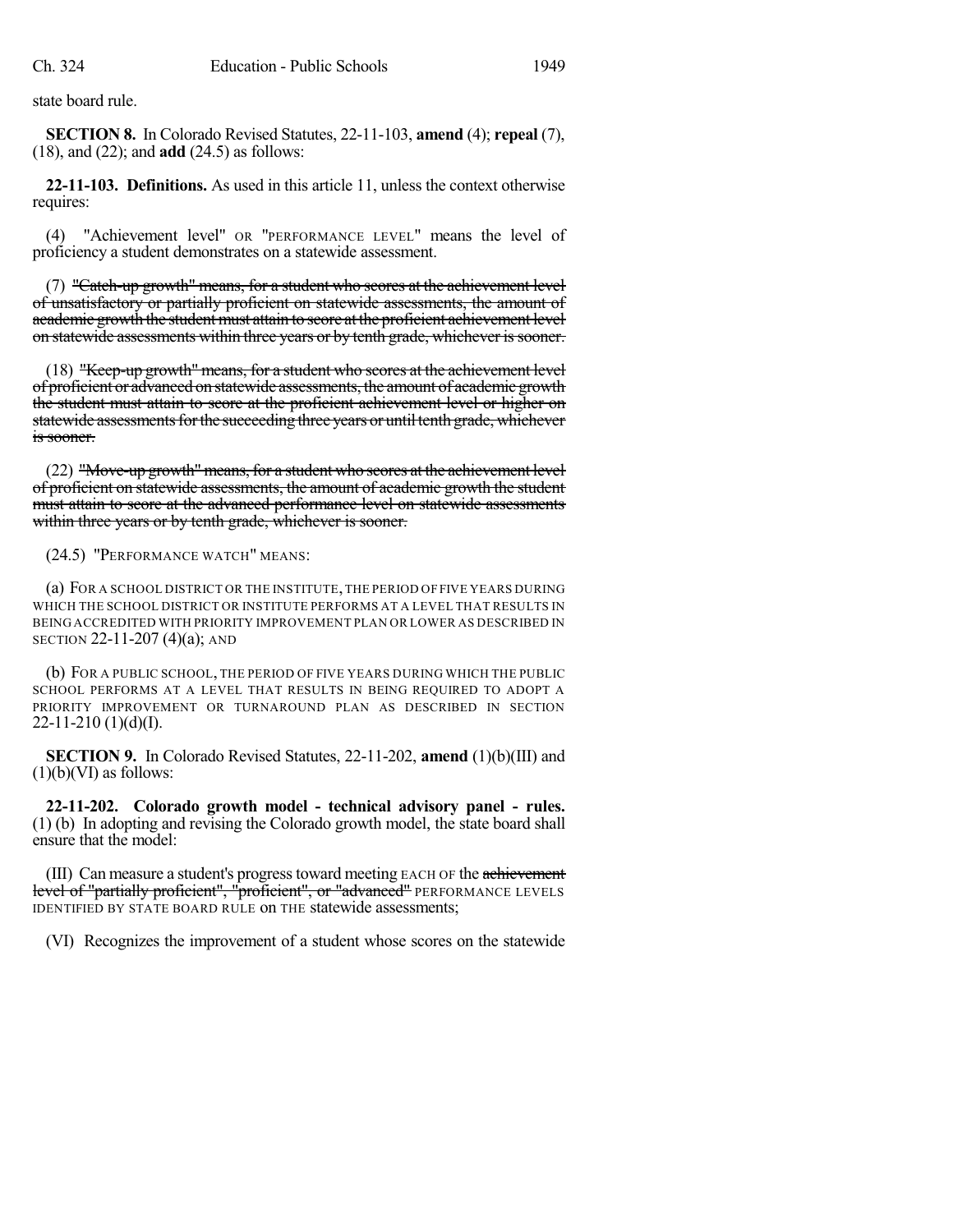state board rule.

**SECTION 8.** In Colorado Revised Statutes, 22-11-103, **amend** (4); **repeal** (7), (18), and (22); and **add** (24.5) as follows:

**22-11-103. Definitions.** As used in this article 11, unless the context otherwise requires:

(4) "Achievement level" OR "PERFORMANCE LEVEL" means the level of proficiency a student demonstrates on a statewide assessment.

(7) ~~"Catch-up growth" means, for a student who scores at the achievement level of unsatisfactory or partially proficient on statewide assessments, the amount of academic growth the student must attain to score at the proficient achievement level on statewide assessments within three years or by tenth grade, whichever is sooner.~~

(18) ~~"Keep-up growth" means, for a student who scores at the achievement level of proficient or advanced on statewide assessments, the amount of academic growth the student must attain to score at the proficient achievement level or higher on statewide assessments for the succeeding three years or until tenth grade, whichever is sooner.~~

(22) ~~"Move-up growth" means, for a student who scores at the achievement level of proficient on statewide assessments, the amount of academic growth the student must attain to score at the advanced performance level on statewide assessments within three years or by tenth grade, whichever is sooner.~~

(24.5) "PERFORMANCE WATCH" MEANS:

(a) FOR A SCHOOL DISTRICT OR THE INSTITUTE, THE PERIOD OF FIVE YEARS DURING WHICH THE SCHOOL DISTRICT OR INSTITUTE PERFORMS AT A LEVEL THAT RESULTS IN BEING ACCREDITED WITH PRIORITY IMPROVEMENT PLAN OR LOWER AS DESCRIBED IN SECTION 22-11-207 (4)(a); AND

(b) FOR A PUBLIC SCHOOL, THE PERIOD OF FIVE YEARS DURING WHICH THE PUBLIC SCHOOL PERFORMS AT A LEVEL THAT RESULTS IN BEING REQUIRED TO ADOPT A PRIORITY IMPROVEMENT OR TURNAROUND PLAN AS DESCRIBED IN SECTION 22-11-210 (1)(d)(I).

**SECTION 9.** In Colorado Revised Statutes, 22-11-202, **amend** (1)(b)(III) and (1)(b)(VI) as follows:

**22-11-202. Colorado growth model - technical advisory panel - rules.** (1) (b) In adopting and revising the Colorado growth model, the state board shall ensure that the model:

(III) Can measure a student's progress toward meeting EACH OF the ~~achievement level of "partially proficient", "proficient", or "advanced"~~ PERFORMANCE LEVELS IDENTIFIED BY STATE BOARD RULE on THE statewide assessments;

(VI) Recognizes the improvement of a student whose scores on the statewide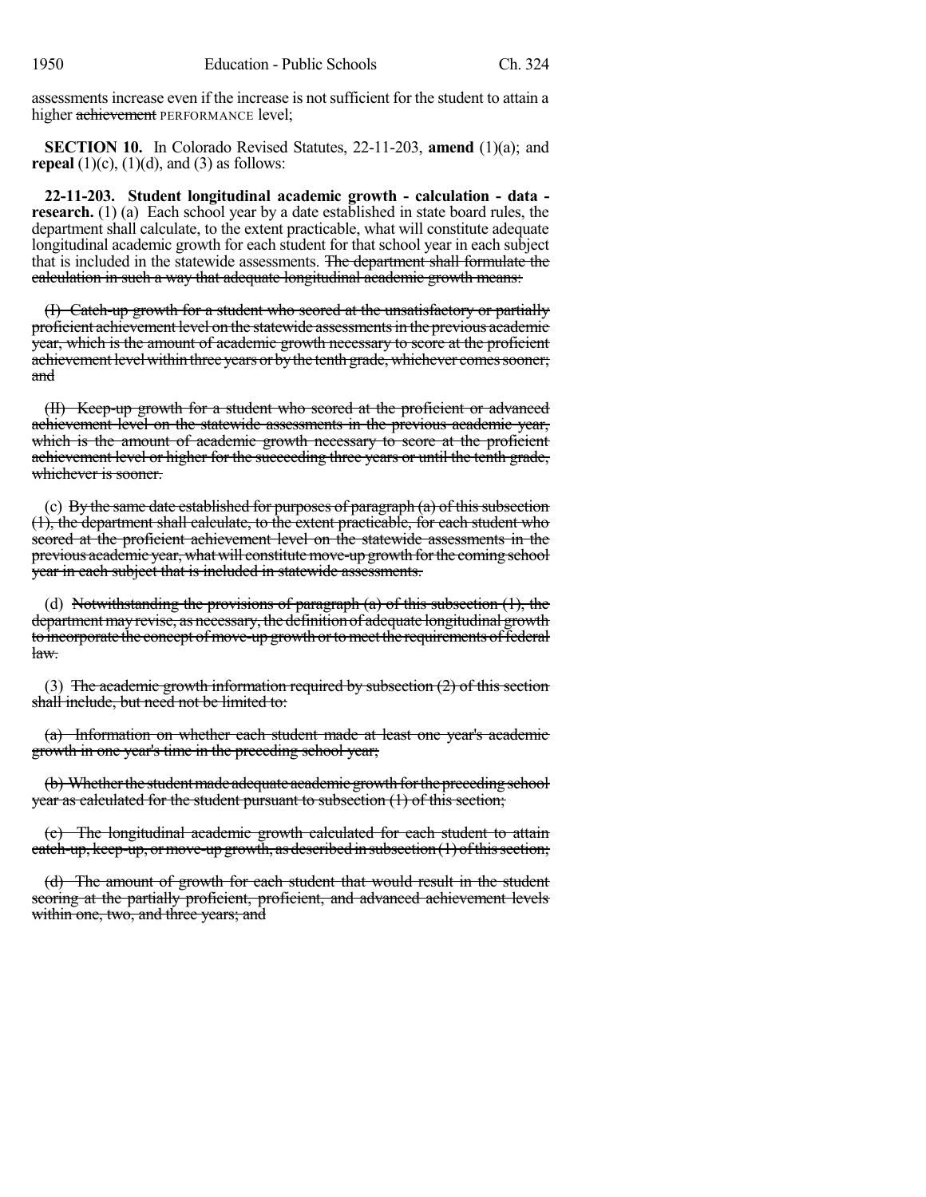assessments increase even if the increase is not sufficient for the student to attain a higher ~~achievement~~ PERFORMANCE level;

**SECTION 10.** In Colorado Revised Statutes, 22-11-203, **amend** (1)(a); and **repeal** (1)(c), (1)(d), and (3) as follows:

**22-11-203. Student longitudinal academic growth - calculation - data - research.** (1) (a) Each school year by a date established in state board rules, the department shall calculate, to the extent practicable, what will constitute adequate longitudinal academic growth for each student for that school year in each subject that is included in the statewide assessments. ~~The department shall formulate the calculation in such a way that adequate longitudinal academic growth means:~~

~~(I) Catch-up growth for a student who scored at the unsatisfactory or partially proficient achievement level on the statewide assessments in the previous academic year, which is the amount of academic growth necessary to score at the proficient achievement level within three years or by the tenth grade, whichever comes sooner; and~~

~~(II) Keep-up growth for a student who scored at the proficient or advanced achievement level on the statewide assessments in the previous academic year, which is the amount of academic growth necessary to score at the proficient achievement level or higher for the succeeding three years or until the tenth grade, whichever is sooner.~~

(c) ~~By the same date established for purposes of paragraph (a) of this subsection (1), the department shall calculate, to the extent practicable, for each student who scored at the proficient achievement level on the statewide assessments in the previous academic year, what will constitute move-up growth for the coming school year in each subject that is included in statewide assessments.~~

(d) ~~Notwithstanding the provisions of paragraph (a) of this subsection (1), the department may revise, as necessary, the definition of adequate longitudinal growth to incorporate the concept of move-up growth or to meet the requirements of federal law.~~

(3) ~~The academic growth information required by subsection (2) of this section shall include, but need not be limited to:~~

~~(a) Information on whether each student made at least one year's academic growth in one year's time in the preceding school year;~~

~~(b) Whether the student made adequate academic growth for the preceding school year as calculated for the student pursuant to subsection (1) of this section;~~

~~(c) The longitudinal academic growth calculated for each student to attain catch-up, keep-up, or move-up growth, as described in subsection (1) of this section;~~

~~(d) The amount of growth for each student that would result in the student scoring at the partially proficient, proficient, and advanced achievement levels within one, two, and three years; and~~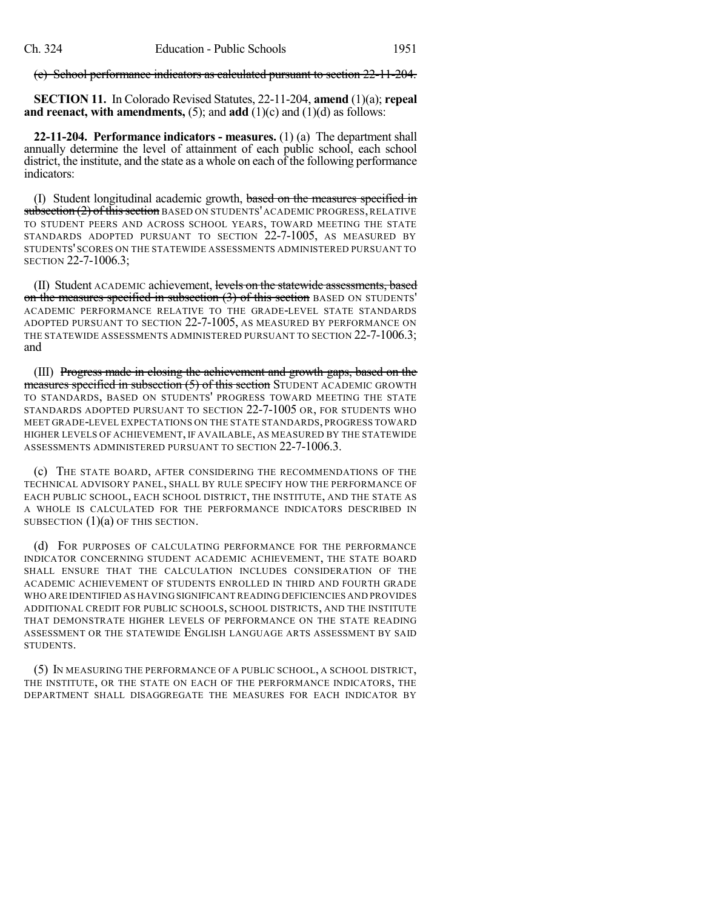(c) ~~School performance indicators as calculated pursuant to section 22-11-204.~~

**SECTION 11.** In Colorado Revised Statutes, 22-11-204, **amend** (1)(a); **repeal and reenact, with amendments,** (5); and **add** (1)(c) and (1)(d) as follows:

**22-11-204. Performance indicators - measures.** (1) (a) The department shall annually determine the level of attainment of each public school, each school district, the institute, and the state as a whole on each of the following performance indicators:

(I) Student longitudinal academic growth, ~~based on the measures specified in subsection (2) of this section~~ BASED ON STUDENTS' ACADEMIC PROGRESS, RELATIVE TO STUDENT PEERS AND ACROSS SCHOOL YEARS, TOWARD MEETING THE STATE STANDARDS ADOPTED PURSUANT TO SECTION 22-7-1005, AS MEASURED BY STUDENTS' SCORES ON THE STATEWIDE ASSESSMENTS ADMINISTERED PURSUANT TO SECTION 22-7-1006.3;

(II) Student ACADEMIC achievement, ~~levels on the statewide assessments, based on the measures specified in subsection (3) of this section~~ BASED ON STUDENTS' ACADEMIC PERFORMANCE RELATIVE TO THE GRADE-LEVEL STATE STANDARDS ADOPTED PURSUANT TO SECTION 22-7-1005, AS MEASURED BY PERFORMANCE ON THE STATEWIDE ASSESSMENTS ADMINISTERED PURSUANT TO SECTION 22-7-1006.3; and

(III) ~~Progress made in closing the achievement and growth gaps, based on the measures specified in subsection (5) of this section~~ STUDENT ACADEMIC GROWTH TO STANDARDS, BASED ON STUDENTS' PROGRESS TOWARD MEETING THE STATE STANDARDS ADOPTED PURSUANT TO SECTION 22-7-1005 OR, FOR STUDENTS WHO MEET GRADE-LEVEL EXPECTATIONS ON THE STATE STANDARDS, PROGRESS TOWARD HIGHER LEVELS OF ACHIEVEMENT, IF AVAILABLE, AS MEASURED BY THE STATEWIDE ASSESSMENTS ADMINISTERED PURSUANT TO SECTION 22-7-1006.3.

(c) THE STATE BOARD, AFTER CONSIDERING THE RECOMMENDATIONS OF THE TECHNICAL ADVISORY PANEL, SHALL BY RULE SPECIFY HOW THE PERFORMANCE OF EACH PUBLIC SCHOOL, EACH SCHOOL DISTRICT, THE INSTITUTE, AND THE STATE AS A WHOLE IS CALCULATED FOR THE PERFORMANCE INDICATORS DESCRIBED IN SUBSECTION (1)(a) OF THIS SECTION.

(d) FOR PURPOSES OF CALCULATING PERFORMANCE FOR THE PERFORMANCE INDICATOR CONCERNING STUDENT ACADEMIC ACHIEVEMENT, THE STATE BOARD SHALL ENSURE THAT THE CALCULATION INCLUDES CONSIDERATION OF THE ACADEMIC ACHIEVEMENT OF STUDENTS ENROLLED IN THIRD AND FOURTH GRADE WHO ARE IDENTIFIED AS HAVING SIGNIFICANT READING DEFICIENCIES AND PROVIDES ADDITIONAL CREDIT FOR PUBLIC SCHOOLS, SCHOOL DISTRICTS, AND THE INSTITUTE THAT DEMONSTRATE HIGHER LEVELS OF PERFORMANCE ON THE STATE READING ASSESSMENT OR THE STATEWIDE ENGLISH LANGUAGE ARTS ASSESSMENT BY SAID STUDENTS.

(5) IN MEASURING THE PERFORMANCE OF A PUBLIC SCHOOL, A SCHOOL DISTRICT, THE INSTITUTE, OR THE STATE ON EACH OF THE PERFORMANCE INDICATORS, THE DEPARTMENT SHALL DISAGGREGATE THE MEASURES FOR EACH INDICATOR BY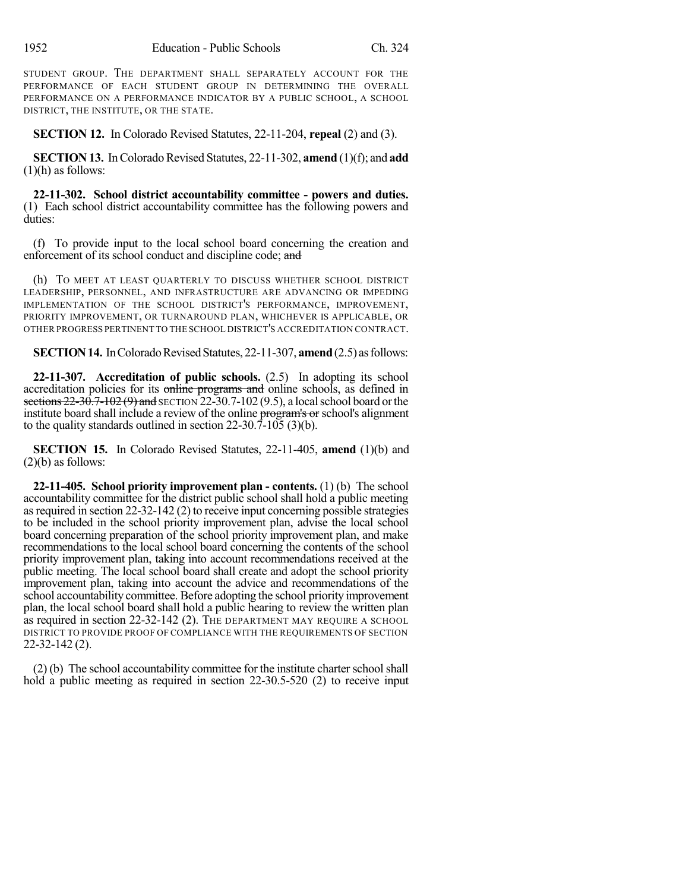STUDENT GROUP. THE DEPARTMENT SHALL SEPARATELY ACCOUNT FOR THE PERFORMANCE OF EACH STUDENT GROUP IN DETERMINING THE OVERALL PERFORMANCE ON A PERFORMANCE INDICATOR BY A PUBLIC SCHOOL, A SCHOOL DISTRICT, THE INSTITUTE, OR THE STATE.

**SECTION 12.** In Colorado Revised Statutes, 22-11-204, **repeal** (2) and (3).

**SECTION 13.** In Colorado Revised Statutes, 22-11-302, **amend** (1)(f); and **add** (1)(h) as follows:

**22-11-302. School district accountability committee - powers and duties.** (1) Each school district accountability committee has the following powers and duties:

(f) To provide input to the local school board concerning the creation and enforcement of its school conduct and discipline code; ~~and~~

(h) TO MEET AT LEAST QUARTERLY TO DISCUSS WHETHER SCHOOL DISTRICT LEADERSHIP, PERSONNEL, AND INFRASTRUCTURE ARE ADVANCING OR IMPEDING IMPLEMENTATION OF THE SCHOOL DISTRICT'S PERFORMANCE, IMPROVEMENT, PRIORITY IMPROVEMENT, OR TURNAROUND PLAN, WHICHEVER IS APPLICABLE, OR OTHER PROGRESS PERTINENT TO THE SCHOOL DISTRICT'S ACCREDITATION CONTRACT.

**SECTION 14.** In Colorado Revised Statutes, 22-11-307, **amend** (2.5) as follows:

**22-11-307. Accreditation of public schools.** (2.5) In adopting its school accreditation policies for its ~~online programs and~~ online schools, as defined in ~~sections 22-30.7-102 (9) and~~ SECTION 22-30.7-102 (9.5), a local school board or the institute board shall include a review of the online ~~program's or~~ school's alignment to the quality standards outlined in section 22-30.7-105 (3)(b).

**SECTION 15.** In Colorado Revised Statutes, 22-11-405, **amend** (1)(b) and (2)(b) as follows:

**22-11-405. School priority improvement plan - contents.** (1) (b) The school accountability committee for the district public school shall hold a public meeting as required in section 22-32-142 (2) to receive input concerning possible strategies to be included in the school priority improvement plan, advise the local school board concerning preparation of the school priority improvement plan, and make recommendations to the local school board concerning the contents of the school priority improvement plan, taking into account recommendations received at the public meeting. The local school board shall create and adopt the school priority improvement plan, taking into account the advice and recommendations of the school accountability committee. Before adopting the school priority improvement plan, the local school board shall hold a public hearing to review the written plan as required in section 22-32-142 (2). THE DEPARTMENT MAY REQUIRE A SCHOOL DISTRICT TO PROVIDE PROOF OF COMPLIANCE WITH THE REQUIREMENTS OF SECTION 22-32-142 (2).

(2) (b) The school accountability committee for the institute charter school shall hold a public meeting as required in section 22-30.5-520 (2) to receive input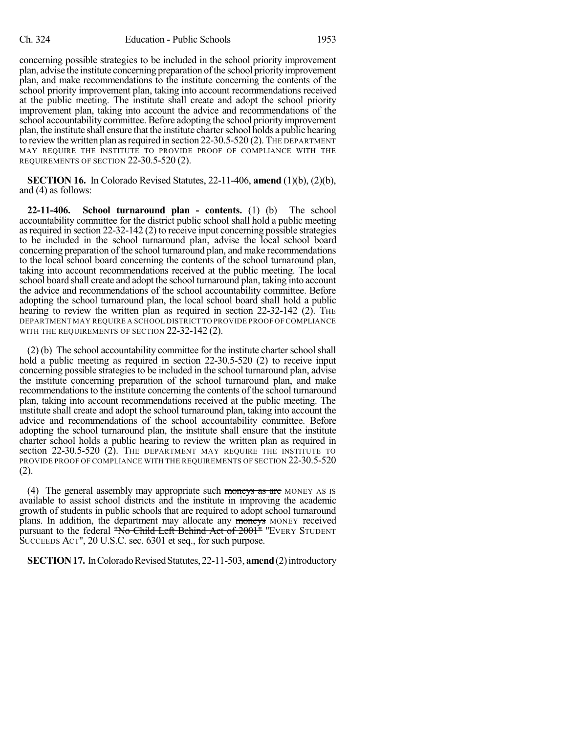concerning possible strategies to be included in the school priority improvement plan, advise the institute concerning preparation of the school priority improvement plan, and make recommendations to the institute concerning the contents of the school priority improvement plan, taking into account recommendations received at the public meeting. The institute shall create and adopt the school priority improvement plan, taking into account the advice and recommendations of the school accountability committee. Before adopting the school priority improvement plan, the institute shall ensure that the institute charter school holds a public hearing to review the written plan as required in section 22-30.5-520 (2). THE DEPARTMENT MAY REQUIRE THE INSTITUTE TO PROVIDE PROOF OF COMPLIANCE WITH THE REQUIREMENTS OF SECTION 22-30.5-520 (2).

**SECTION 16.** In Colorado Revised Statutes, 22-11-406, **amend** (1)(b), (2)(b), and (4) as follows:

**22-11-406. School turnaround plan - contents.** (1) (b) The school accountability committee for the district public school shall hold a public meeting as required in section 22-32-142 (2) to receive input concerning possible strategies to be included in the school turnaround plan, advise the local school board concerning preparation of the school turnaround plan, and make recommendations to the local school board concerning the contents of the school turnaround plan, taking into account recommendations received at the public meeting. The local school board shall create and adopt the school turnaround plan, taking into account the advice and recommendations of the school accountability committee. Before adopting the school turnaround plan, the local school board shall hold a public hearing to review the written plan as required in section 22-32-142 (2). THE DEPARTMENT MAY REQUIRE A SCHOOL DISTRICT TO PROVIDE PROOF OF COMPLIANCE WITH THE REQUIREMENTS OF SECTION 22-32-142 (2).

(2) (b) The school accountability committee for the institute charter school shall hold a public meeting as required in section 22-30.5-520 (2) to receive input concerning possible strategies to be included in the school turnaround plan, advise the institute concerning preparation of the school turnaround plan, and make recommendations to the institute concerning the contents of the school turnaround plan, taking into account recommendations received at the public meeting. The institute shall create and adopt the school turnaround plan, taking into account the advice and recommendations of the school accountability committee. Before adopting the school turnaround plan, the institute shall ensure that the institute charter school holds a public hearing to review the written plan as required in section 22-30.5-520 (2). THE DEPARTMENT MAY REQUIRE THE INSTITUTE TO PROVIDE PROOF OF COMPLIANCE WITH THE REQUIREMENTS OF SECTION 22-30.5-520 (2).

(4) The general assembly may appropriate such ~~moneys as are~~ MONEY AS IS available to assist school districts and the institute in improving the academic growth of students in public schools that are required to adopt school turnaround plans. In addition, the department may allocate any ~~moneys~~ MONEY received pursuant to the federal ~~"No Child Left Behind Act of 2001"~~ "EVERY STUDENT SUCCEEDS ACT", 20 U.S.C. sec. 6301 et seq., for such purpose.

**SECTION 17.** In Colorado Revised Statutes, 22-11-503, **amend** (2) introductory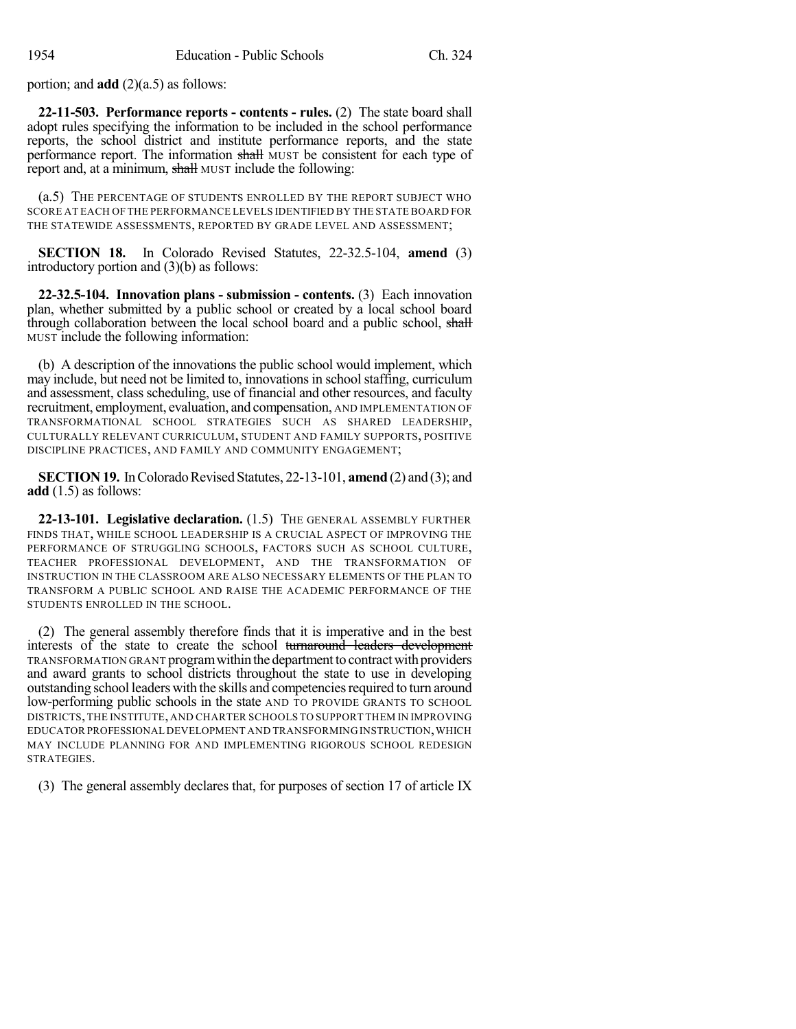portion; and **add** (2)(a.5) as follows:

**22-11-503. Performance reports - contents - rules.** (2) The state board shall adopt rules specifying the information to be included in the school performance reports, the school district and institute performance reports, and the state performance report. The information ~~shall~~ MUST be consistent for each type of report and, at a minimum, ~~shall~~ MUST include the following:

(a.5) THE PERCENTAGE OF STUDENTS ENROLLED BY THE REPORT SUBJECT WHO SCORE AT EACH OF THE PERFORMANCE LEVELS IDENTIFIED BY THE STATE BOARD FOR THE STATEWIDE ASSESSMENTS, REPORTED BY GRADE LEVEL AND ASSESSMENT;

**SECTION 18.** In Colorado Revised Statutes, 22-32.5-104, **amend** (3) introductory portion and (3)(b) as follows:

**22-32.5-104. Innovation plans - submission - contents.** (3) Each innovation plan, whether submitted by a public school or created by a local school board through collaboration between the local school board and a public school, ~~shall~~ MUST include the following information:

(b) A description of the innovations the public school would implement, which may include, but need not be limited to, innovations in school staffing, curriculum and assessment, class scheduling, use of financial and other resources, and faculty recruitment, employment, evaluation, and compensation, AND IMPLEMENTATION OF TRANSFORMATIONAL SCHOOL STRATEGIES SUCH AS SHARED LEADERSHIP, CULTURALLY RELEVANT CURRICULUM, STUDENT AND FAMILY SUPPORTS, POSITIVE DISCIPLINE PRACTICES, AND FAMILY AND COMMUNITY ENGAGEMENT;

**SECTION 19.** In Colorado Revised Statutes, 22-13-101, **amend** (2) and (3); and **add** (1.5) as follows:

**22-13-101. Legislative declaration.** (1.5) THE GENERAL ASSEMBLY FURTHER FINDS THAT, WHILE SCHOOL LEADERSHIP IS A CRUCIAL ASPECT OF IMPROVING THE PERFORMANCE OF STRUGGLING SCHOOLS, FACTORS SUCH AS SCHOOL CULTURE, TEACHER PROFESSIONAL DEVELOPMENT, AND THE TRANSFORMATION OF INSTRUCTION IN THE CLASSROOM ARE ALSO NECESSARY ELEMENTS OF THE PLAN TO TRANSFORM A PUBLIC SCHOOL AND RAISE THE ACADEMIC PERFORMANCE OF THE STUDENTS ENROLLED IN THE SCHOOL.

(2) The general assembly therefore finds that it is imperative and in the best interests of the state to create the school ~~turnaround leaders development~~ TRANSFORMATION GRANT program within the department to contract with providers and award grants to school districts throughout the state to use in developing outstanding school leaders with the skills and competencies required to turn around low-performing public schools in the state AND TO PROVIDE GRANTS TO SCHOOL DISTRICTS, THE INSTITUTE, AND CHARTER SCHOOLS TO SUPPORT THEM IN IMPROVING EDUCATOR PROFESSIONAL DEVELOPMENT AND TRANSFORMING INSTRUCTION, WHICH MAY INCLUDE PLANNING FOR AND IMPLEMENTING RIGOROUS SCHOOL REDESIGN STRATEGIES.

(3) The general assembly declares that, for purposes of section 17 of article IX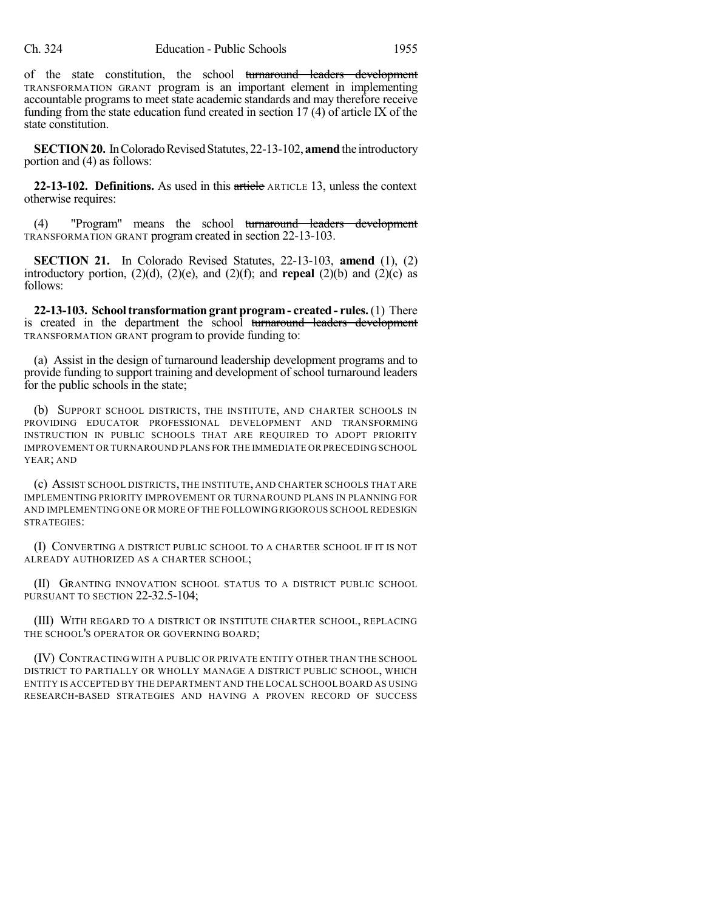of the state constitution, the school ~~turnaround leaders development~~ TRANSFORMATION GRANT program is an important element in implementing accountable programs to meet state academic standards and may therefore receive funding from the state education fund created in section 17 (4) of article IX of the state constitution.

**SECTION 20.** In Colorado Revised Statutes, 22-13-102, **amend** the introductory portion and (4) as follows:

**22-13-102. Definitions.** As used in this ~~article~~ ARTICLE 13, unless the context otherwise requires:

(4) "Program" means the school ~~turnaround leaders development~~ TRANSFORMATION GRANT program created in section 22-13-103.

**SECTION 21.** In Colorado Revised Statutes, 22-13-103, **amend** (1), (2) introductory portion, (2)(d), (2)(e), and (2)(f); and **repeal** (2)(b) and (2)(c) as follows:

**22-13-103. School transformation grant program - created - rules.** (1) There is created in the department the school ~~turnaround leaders development~~ TRANSFORMATION GRANT program to provide funding to:

(a) Assist in the design of turnaround leadership development programs and to provide funding to support training and development of school turnaround leaders for the public schools in the state;

(b) SUPPORT SCHOOL DISTRICTS, THE INSTITUTE, AND CHARTER SCHOOLS IN PROVIDING EDUCATOR PROFESSIONAL DEVELOPMENT AND TRANSFORMING INSTRUCTION IN PUBLIC SCHOOLS THAT ARE REQUIRED TO ADOPT PRIORITY IMPROVEMENT OR TURNAROUND PLANS FOR THE IMMEDIATE OR PRECEDING SCHOOL YEAR; AND

(c) ASSIST SCHOOL DISTRICTS, THE INSTITUTE, AND CHARTER SCHOOLS THAT ARE IMPLEMENTING PRIORITY IMPROVEMENT OR TURNAROUND PLANS IN PLANNING FOR AND IMPLEMENTING ONE OR MORE OF THE FOLLOWING RIGOROUS SCHOOL REDESIGN STRATEGIES:

(I) CONVERTING A DISTRICT PUBLIC SCHOOL TO A CHARTER SCHOOL IF IT IS NOT ALREADY AUTHORIZED AS A CHARTER SCHOOL;

(II) GRANTING INNOVATION SCHOOL STATUS TO A DISTRICT PUBLIC SCHOOL PURSUANT TO SECTION 22-32.5-104;

(III) WITH REGARD TO A DISTRICT OR INSTITUTE CHARTER SCHOOL, REPLACING THE SCHOOL'S OPERATOR OR GOVERNING BOARD;

(IV) CONTRACTING WITH A PUBLIC OR PRIVATE ENTITY OTHER THAN THE SCHOOL DISTRICT TO PARTIALLY OR WHOLLY MANAGE A DISTRICT PUBLIC SCHOOL, WHICH ENTITY IS ACCEPTED BY THE DEPARTMENT AND THE LOCAL SCHOOL BOARD AS USING RESEARCH-BASED STRATEGIES AND HAVING A PROVEN RECORD OF SUCCESS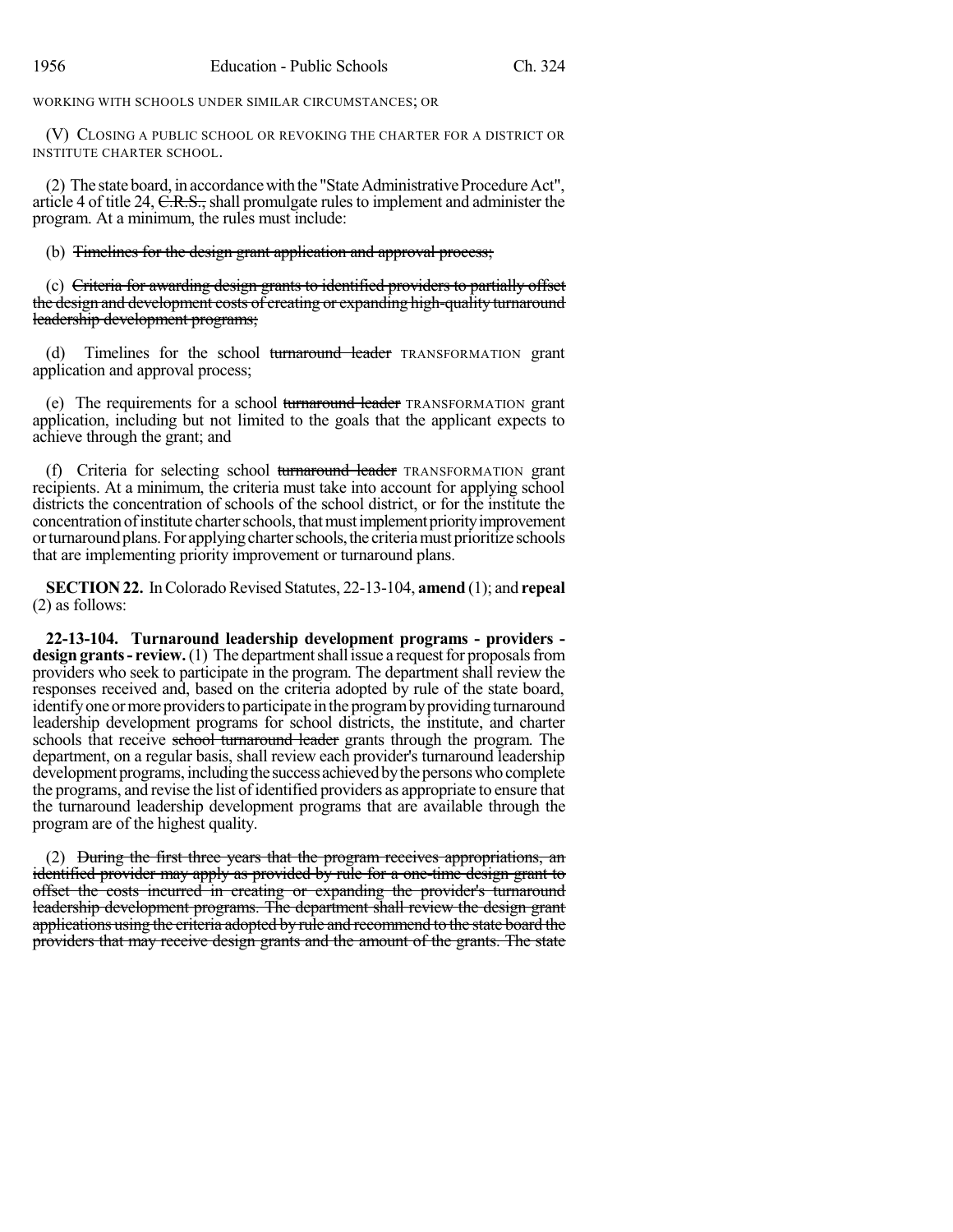WORKING WITH SCHOOLS UNDER SIMILAR CIRCUMSTANCES; OR

(V) CLOSING A PUBLIC SCHOOL OR REVOKING THE CHARTER FOR A DISTRICT OR INSTITUTE CHARTER SCHOOL.

(2) The state board, in accordance with the "State Administrative Procedure Act", article 4 of title 24, ~~C.R.S.~~, shall promulgate rules to implement and administer the program. At a minimum, the rules must include:

(b) ~~Timelines for the design grant application and approval process;~~

(c) ~~Criteria for awarding design grants to identified providers to partially offset the design and development costs of creating or expanding high-quality turnaround leadership development programs;~~

(d) Timelines for the school ~~turnaround leader~~ TRANSFORMATION grant application and approval process;

(e) The requirements for a school ~~turnaround leader~~ TRANSFORMATION grant application, including but not limited to the goals that the applicant expects to achieve through the grant; and

(f) Criteria for selecting school ~~turnaround leader~~ TRANSFORMATION grant recipients. At a minimum, the criteria must take into account for applying school districts the concentration of schools of the school district, or for the institute the concentration of institute charter schools, that must implement priority improvement or turnaround plans. For applying charter schools, the criteria must prioritize schools that are implementing priority improvement or turnaround plans.

**SECTION 22.** In Colorado Revised Statutes, 22-13-104, **amend** (1); and **repeal** (2) as follows:

**22-13-104. Turnaround leadership development programs - providers - design grants - review.** (1) The department shall issue a request for proposals from providers who seek to participate in the program. The department shall review the responses received and, based on the criteria adopted by rule of the state board, identify one or more providers to participate in the program by providing turnaround leadership development programs for school districts, the institute, and charter schools that receive ~~school turnaround leader~~ grants through the program. The department, on a regular basis, shall review each provider's turnaround leadership development programs, including the success achieved by the persons who complete the programs, and revise the list of identified providers as appropriate to ensure that the turnaround leadership development programs that are available through the program are of the highest quality.

(2) ~~During the first three years that the program receives appropriations, an identified provider may apply as provided by rule for a one-time design grant to offset the costs incurred in creating or expanding the provider's turnaround leadership development programs. The department shall review the design grant applications using the criteria adopted by rule and recommend to the state board the providers that may receive design grants and the amount of the grants. The state~~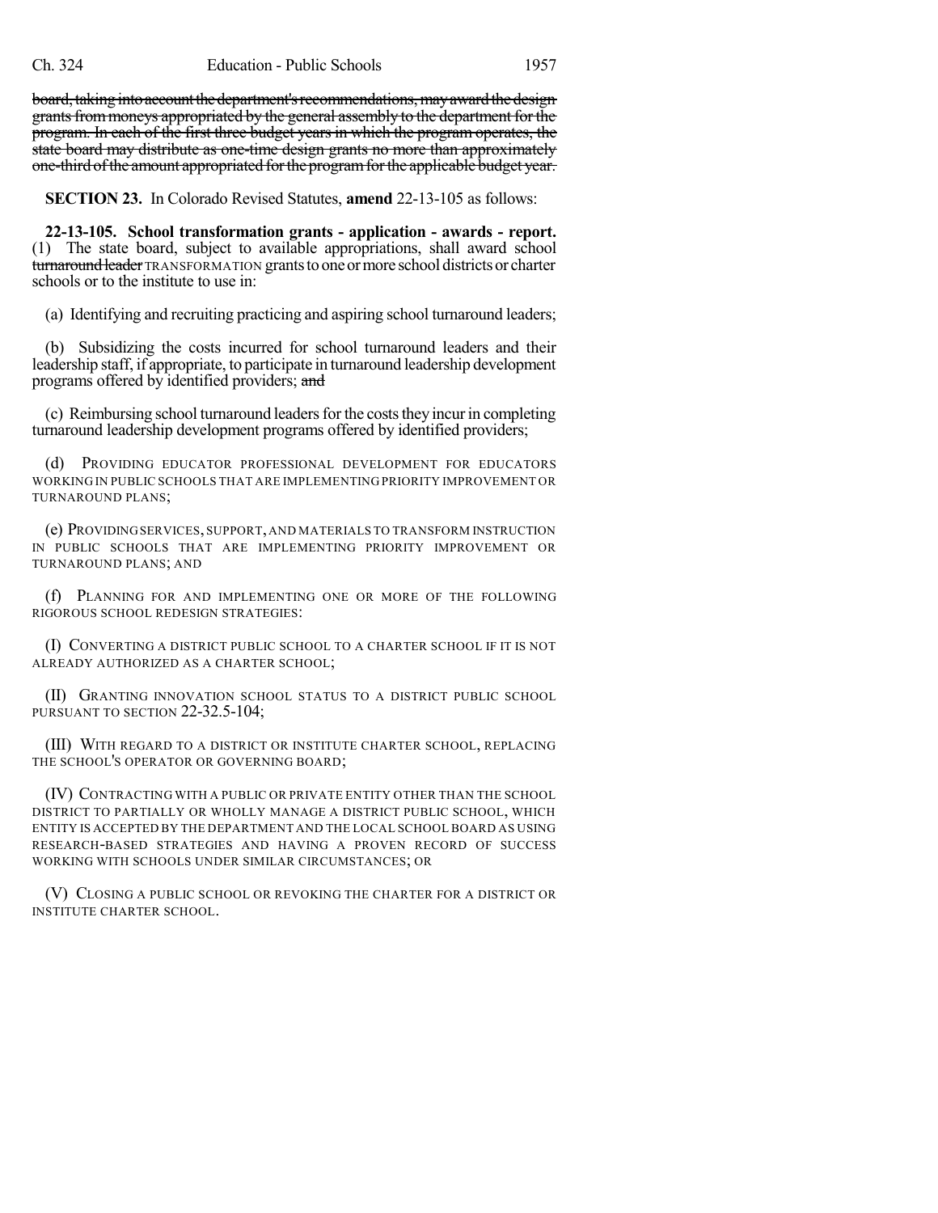~~board, taking into account the department's recommendations, may award the design grants from moneys appropriated by the general assembly to the department for the program. In each of the first three budget years in which the program operates, the state board may distribute as one-time design grants no more than approximately one-third of the amount appropriated for the program for the applicable budget year.~~

**SECTION 23.** In Colorado Revised Statutes, **amend** 22-13-105 as follows:

**22-13-105. School transformation grants - application - awards - report.** (1) The state board, subject to available appropriations, shall award school ~~turnaround leader~~ TRANSFORMATION grants to one or more school districts or charter schools or to the institute to use in:

(a) Identifying and recruiting practicing and aspiring school turnaround leaders;

(b) Subsidizing the costs incurred for school turnaround leaders and their leadership staff, if appropriate, to participate in turnaround leadership development programs offered by identified providers; ~~and~~

(c) Reimbursing school turnaround leaders for the costs they incur in completing turnaround leadership development programs offered by identified providers;

(d) PROVIDING EDUCATOR PROFESSIONAL DEVELOPMENT FOR EDUCATORS WORKING IN PUBLIC SCHOOLS THAT ARE IMPLEMENTING PRIORITY IMPROVEMENT OR TURNAROUND PLANS;

(e) PROVIDING SERVICES, SUPPORT, AND MATERIALS TO TRANSFORM INSTRUCTION IN PUBLIC SCHOOLS THAT ARE IMPLEMENTING PRIORITY IMPROVEMENT OR TURNAROUND PLANS; AND

(f) PLANNING FOR AND IMPLEMENTING ONE OR MORE OF THE FOLLOWING RIGOROUS SCHOOL REDESIGN STRATEGIES:

(I) CONVERTING A DISTRICT PUBLIC SCHOOL TO A CHARTER SCHOOL IF IT IS NOT ALREADY AUTHORIZED AS A CHARTER SCHOOL;

(II) GRANTING INNOVATION SCHOOL STATUS TO A DISTRICT PUBLIC SCHOOL PURSUANT TO SECTION 22-32.5-104;

(III) WITH REGARD TO A DISTRICT OR INSTITUTE CHARTER SCHOOL, REPLACING THE SCHOOL'S OPERATOR OR GOVERNING BOARD;

(IV) CONTRACTING WITH A PUBLIC OR PRIVATE ENTITY OTHER THAN THE SCHOOL DISTRICT TO PARTIALLY OR WHOLLY MANAGE A DISTRICT PUBLIC SCHOOL, WHICH ENTITY IS ACCEPTED BY THE DEPARTMENT AND THE LOCAL SCHOOL BOARD AS USING RESEARCH-BASED STRATEGIES AND HAVING A PROVEN RECORD OF SUCCESS WORKING WITH SCHOOLS UNDER SIMILAR CIRCUMSTANCES; OR

(V) CLOSING A PUBLIC SCHOOL OR REVOKING THE CHARTER FOR A DISTRICT OR INSTITUTE CHARTER SCHOOL.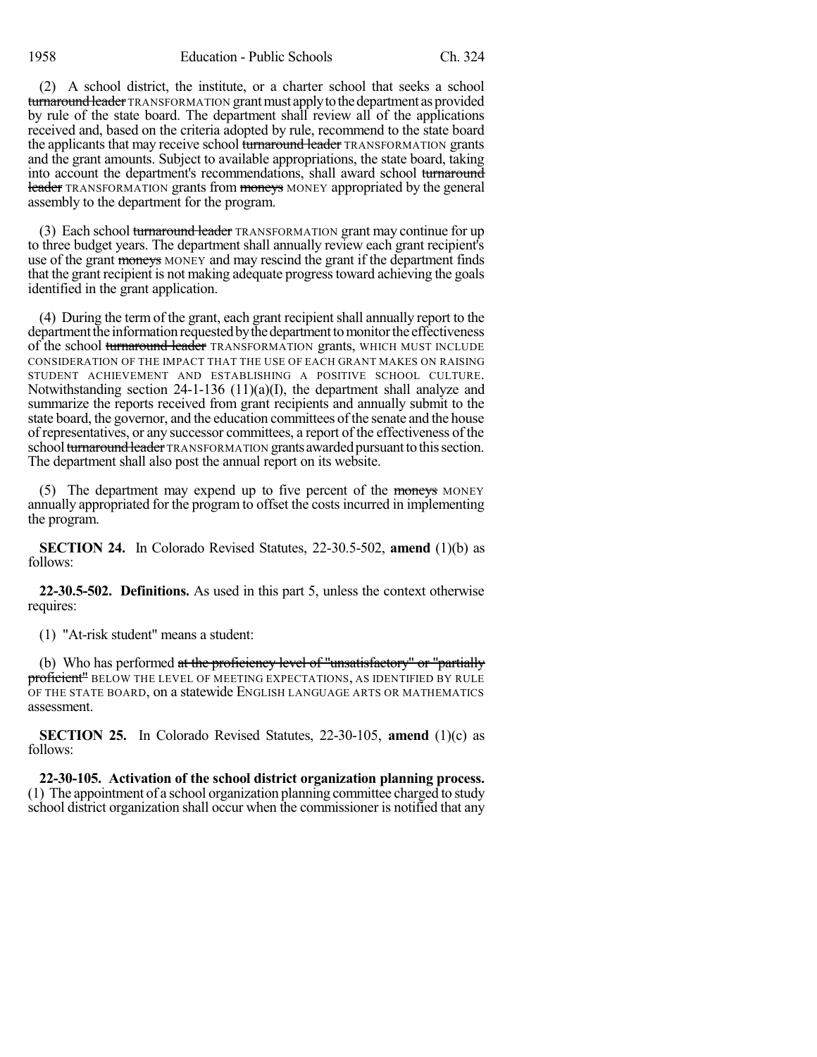(2) A school district, the institute, or a charter school that seeks a school ~~turnaround leader~~ TRANSFORMATION grant must apply to the department as provided by rule of the state board. The department shall review all of the applications received and, based on the criteria adopted by rule, recommend to the state board the applicants that may receive school ~~turnaround leader~~ TRANSFORMATION grants and the grant amounts. Subject to available appropriations, the state board, taking into account the department's recommendations, shall award school ~~turnaround leader~~ TRANSFORMATION grants from ~~moneys~~ MONEY appropriated by the general assembly to the department for the program.

(3) Each school ~~turnaround leader~~ TRANSFORMATION grant may continue for up to three budget years. The department shall annually review each grant recipient's use of the grant ~~moneys~~ MONEY and may rescind the grant if the department finds that the grant recipient is not making adequate progress toward achieving the goals identified in the grant application.

(4) During the term of the grant, each grant recipient shall annually report to the department the information requested by the department to monitor the effectiveness of the school ~~turnaround leader~~ TRANSFORMATION grants, WHICH MUST INCLUDE CONSIDERATION OF THE IMPACT THAT THE USE OF EACH GRANT MAKES ON RAISING STUDENT ACHIEVEMENT AND ESTABLISHING A POSITIVE SCHOOL CULTURE. Notwithstanding section 24-1-136 (11)(a)(I), the department shall analyze and summarize the reports received from grant recipients and annually submit to the state board, the governor, and the education committees of the senate and the house of representatives, or any successor committees, a report of the effectiveness of the school ~~turnaround leader~~ TRANSFORMATION grants awarded pursuant to this section. The department shall also post the annual report on its website.

(5) The department may expend up to five percent of the ~~moneys~~ MONEY annually appropriated for the program to offset the costs incurred in implementing the program.

**SECTION 24.** In Colorado Revised Statutes, 22-30.5-502, **amend** (1)(b) as follows:

**22-30.5-502. Definitions.** As used in this part 5, unless the context otherwise requires:

(1) "At-risk student" means a student:

(b) Who has performed ~~at the proficiency level of "unsatisfactory" or "partially proficient"~~ BELOW THE LEVEL OF MEETING EXPECTATIONS, AS IDENTIFIED BY RULE OF THE STATE BOARD, on a statewide ENGLISH LANGUAGE ARTS OR MATHEMATICS assessment.

**SECTION 25.** In Colorado Revised Statutes, 22-30-105, **amend** (1)(c) as follows:

**22-30-105. Activation of the school district organization planning process.** (1) The appointment of a school organization planning committee charged to study school district organization shall occur when the commissioner is notified that any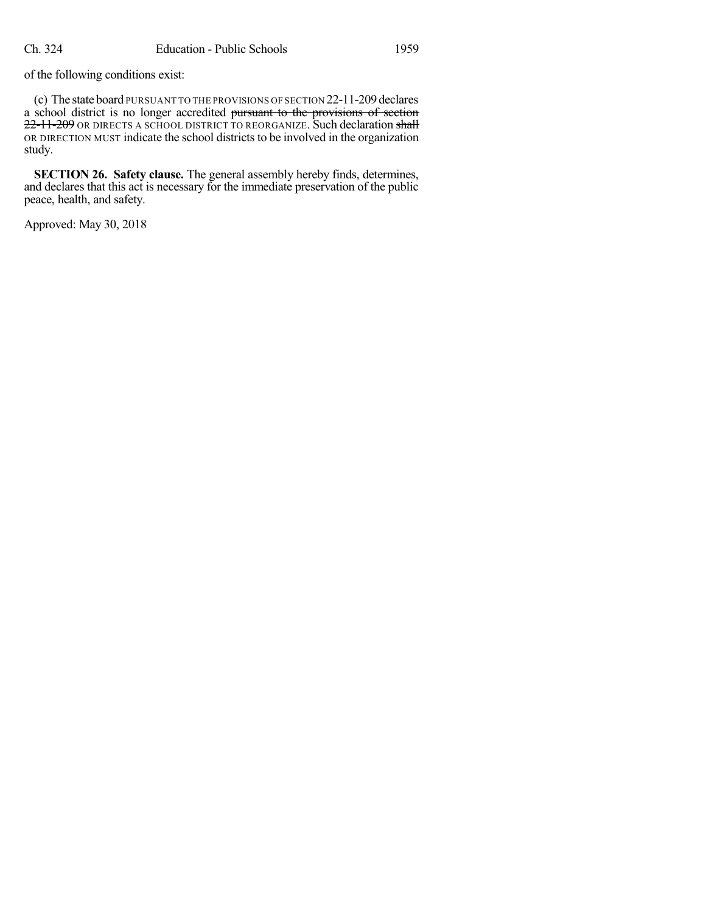of the following conditions exist:

(c) The state board PURSUANT TO THE PROVISIONS OF SECTION 22-11-209 declares a school district is no longer accredited ~~pursuant to the provisions of section 22-11-209~~ OR DIRECTS A SCHOOL DISTRICT TO REORGANIZE. Such declaration ~~shall~~ OR DIRECTION MUST indicate the school districts to be involved in the organization study.

**SECTION 26. Safety clause.** The general assembly hereby finds, determines, and declares that this act is necessary for the immediate preservation of the public peace, health, and safety.

Approved: May 30, 2018